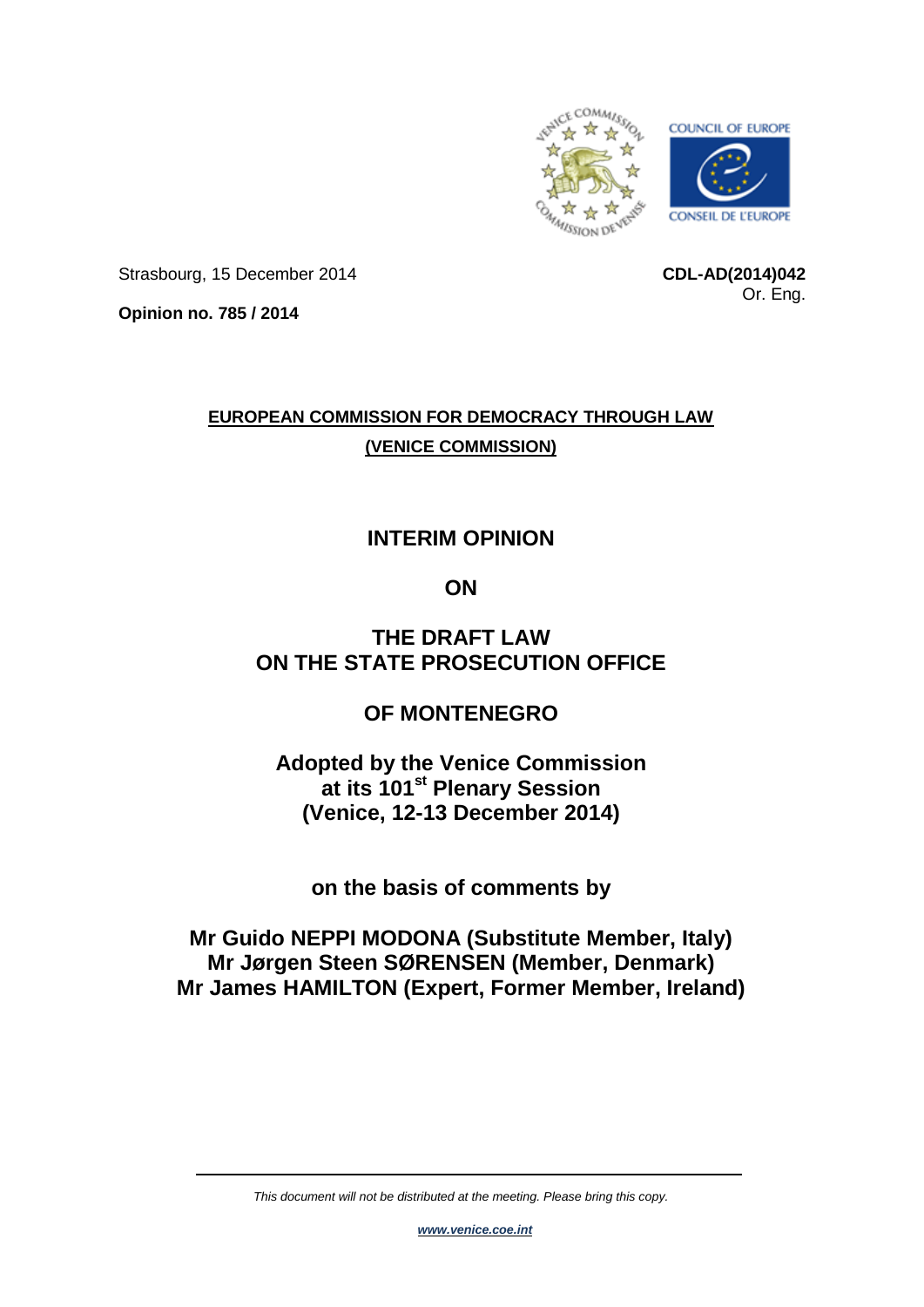Strasbourg, 15 December 2014

**CDL-AD(2014)042**
Or. Eng.

**Opinion no. 785 / 2014**

**EUROPEAN COMMISSION FOR DEMOCRACY THROUGH LAW**
**(VENICE COMMISSION)**

# INTERIM OPINION

# ON

# THE DRAFT LAW ON THE STATE PROSECUTION OFFICE

# OF MONTENEGRO

**Adopted by the Venice Commission at its 101st Plenary Session (Venice, 12-13 December 2014)**

**on the basis of comments by**

**Mr Guido NEPPI MODONA (Substitute Member, Italy)**
**Mr Jørgen Steen SØRENSEN (Member, Denmark)**
**Mr James HAMILTON (Expert, Former Member, Ireland)**

---

*This document will not be distributed at the meeting. Please bring this copy.*

***www.venice.coe.int***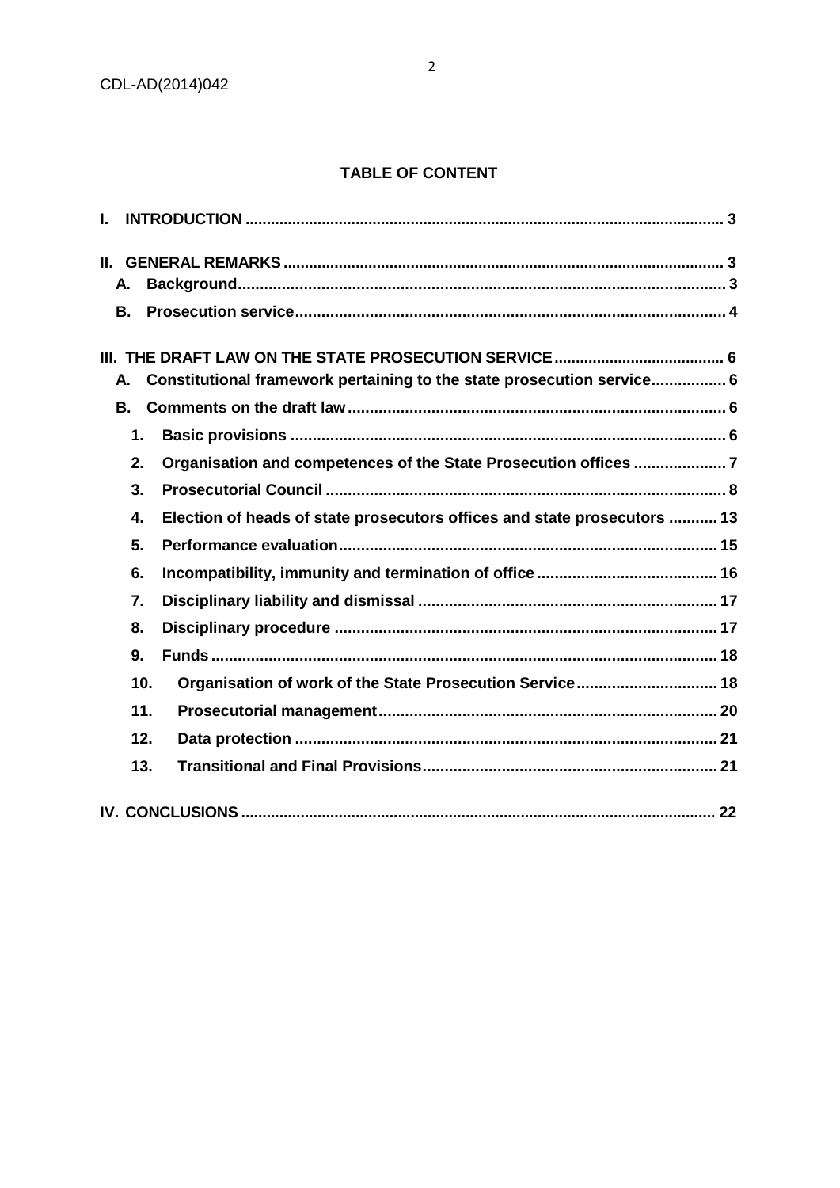**TABLE OF CONTENT**

**I. INTRODUCTION** ... 3

**II. GENERAL REMARKS** ... 3

- **A. Background** ... 3
- **B. Prosecution service** ... 4

**III. THE DRAFT LAW ON THE STATE PROSECUTION SERVICE** ... 6

- **A. Constitutional framework pertaining to the state prosecution service** ... 6
- **B. Comments on the draft law** ... 6
  - **1. Basic provisions** ... 6
  - **2. Organisation and competences of the State Prosecution offices** ... 7
  - **3. Prosecutorial Council** ... 8
  - **4. Election of heads of state prosecutors offices and state prosecutors** ... 13
  - **5. Performance evaluation** ... 15
  - **6. Incompatibility, immunity and termination of office** ... 16
  - **7. Disciplinary liability and dismissal** ... 17
  - **8. Disciplinary procedure** ... 17
  - **9. Funds** ... 18
  - **10. Organisation of work of the State Prosecution Service** ... 18
  - **11. Prosecutorial management** ... 20
  - **12. Data protection** ... 21
  - **13. Transitional and Final Provisions** ... 21

**IV. CONCLUSIONS** ... 22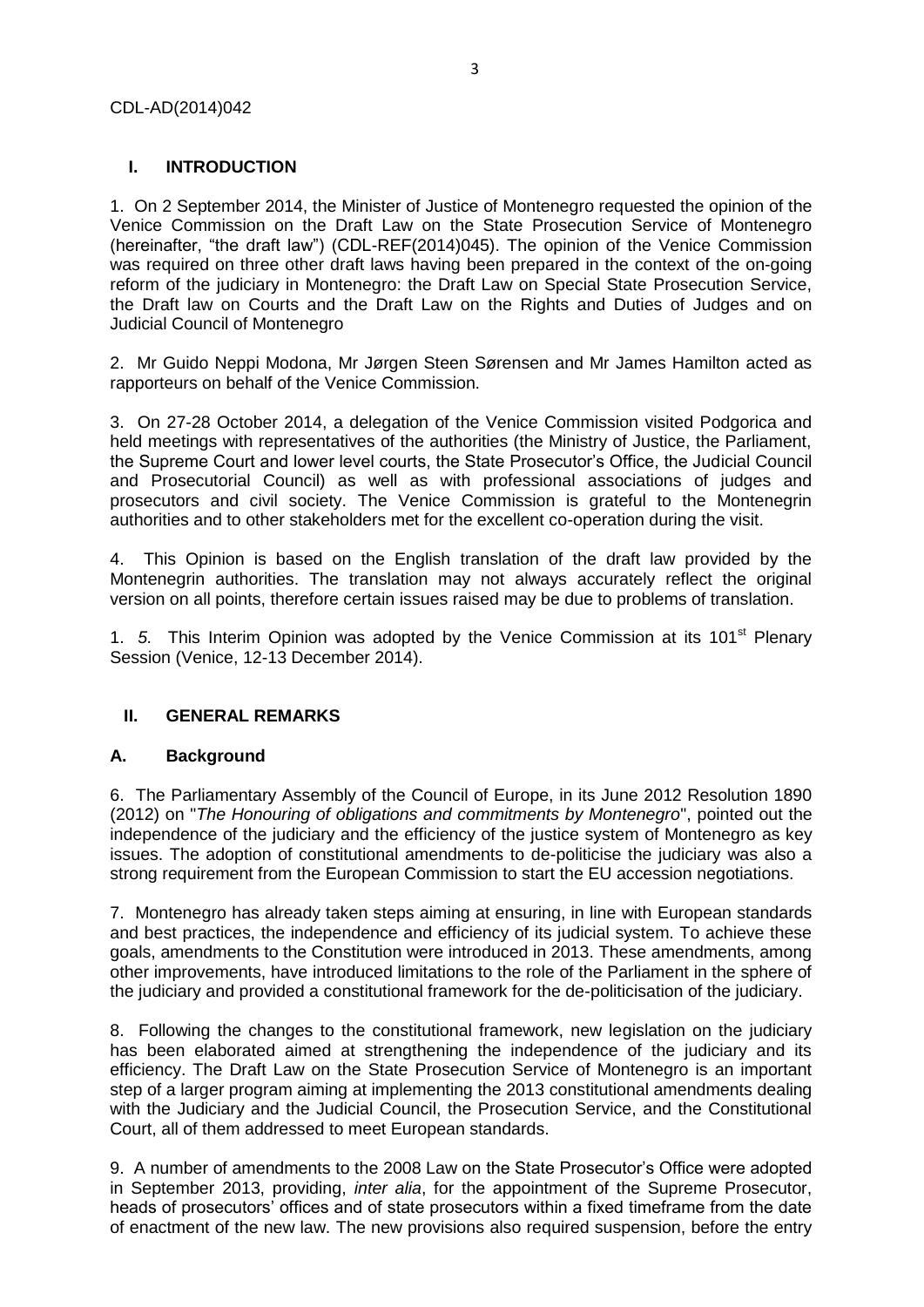## I. INTRODUCTION

1. On 2 September 2014, the Minister of Justice of Montenegro requested the opinion of the Venice Commission on the Draft Law on the State Prosecution Service of Montenegro (hereinafter, "the draft law") (CDL-REF(2014)045). The opinion of the Venice Commission was required on three other draft laws having been prepared in the context of the on-going reform of the judiciary in Montenegro: the Draft Law on Special State Prosecution Service, the Draft law on Courts and the Draft Law on the Rights and Duties of Judges and on Judicial Council of Montenegro

2. Mr Guido Neppi Modona, Mr Jørgen Steen Sørensen and Mr James Hamilton acted as rapporteurs on behalf of the Venice Commission.

3. On 27-28 October 2014, a delegation of the Venice Commission visited Podgorica and held meetings with representatives of the authorities (the Ministry of Justice, the Parliament, the Supreme Court and lower level courts, the State Prosecutor's Office, the Judicial Council and Prosecutorial Council) as well as with professional associations of judges and prosecutors and civil society. The Venice Commission is grateful to the Montenegrin authorities and to other stakeholders met for the excellent co-operation during the visit.

4. This Opinion is based on the English translation of the draft law provided by the Montenegrin authorities. The translation may not always accurately reflect the original version on all points, therefore certain issues raised may be due to problems of translation.

1. *5.* This Interim Opinion was adopted by the Venice Commission at its 101st Plenary Session (Venice, 12-13 December 2014).

## II. GENERAL REMARKS

### A. Background

6. The Parliamentary Assembly of the Council of Europe, in its June 2012 Resolution 1890 (2012) on "*The Honouring of obligations and commitments by Montenegro*", pointed out the independence of the judiciary and the efficiency of the justice system of Montenegro as key issues. The adoption of constitutional amendments to de-politicise the judiciary was also a strong requirement from the European Commission to start the EU accession negotiations.

7. Montenegro has already taken steps aiming at ensuring, in line with European standards and best practices, the independence and efficiency of its judicial system. To achieve these goals, amendments to the Constitution were introduced in 2013. These amendments, among other improvements, have introduced limitations to the role of the Parliament in the sphere of the judiciary and provided a constitutional framework for the de-politicisation of the judiciary.

8. Following the changes to the constitutional framework, new legislation on the judiciary has been elaborated aimed at strengthening the independence of the judiciary and its efficiency. The Draft Law on the State Prosecution Service of Montenegro is an important step of a larger program aiming at implementing the 2013 constitutional amendments dealing with the Judiciary and the Judicial Council, the Prosecution Service, and the Constitutional Court, all of them addressed to meet European standards.

9. A number of amendments to the 2008 Law on the State Prosecutor's Office were adopted in September 2013, providing, *inter alia*, for the appointment of the Supreme Prosecutor, heads of prosecutors' offices and of state prosecutors within a fixed timeframe from the date of enactment of the new law. The new provisions also required suspension, before the entry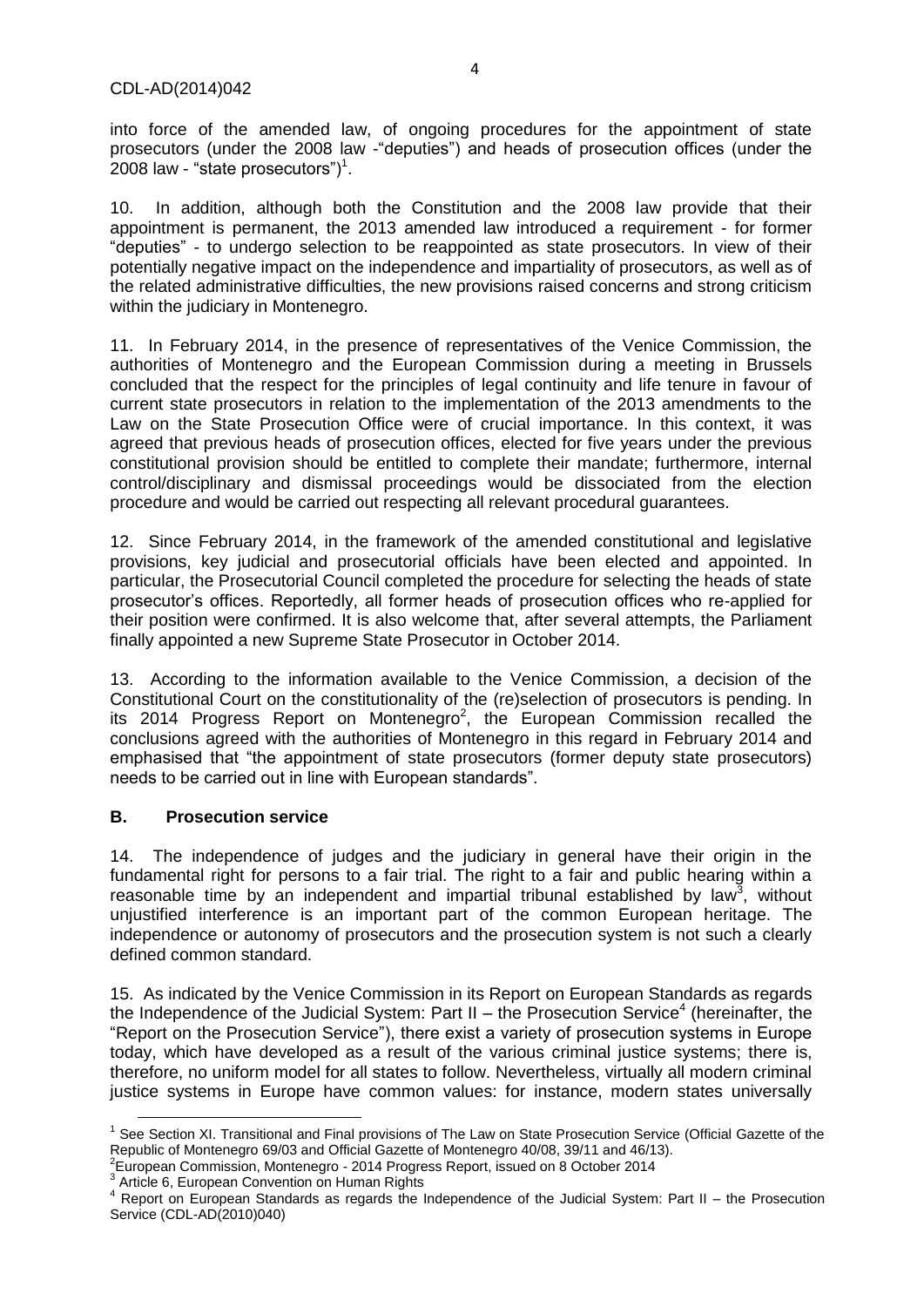into force of the amended law, of ongoing procedures for the appointment of state prosecutors (under the 2008 law -"deputies") and heads of prosecution offices (under the 2008 law - "state prosecutors")[1].

10. In addition, although both the Constitution and the 2008 law provide that their appointment is permanent, the 2013 amended law introduced a requirement - for former "deputies" - to undergo selection to be reappointed as state prosecutors. In view of their potentially negative impact on the independence and impartiality of prosecutors, as well as of the related administrative difficulties, the new provisions raised concerns and strong criticism within the judiciary in Montenegro.

11. In February 2014, in the presence of representatives of the Venice Commission, the authorities of Montenegro and the European Commission during a meeting in Brussels concluded that the respect for the principles of legal continuity and life tenure in favour of current state prosecutors in relation to the implementation of the 2013 amendments to the Law on the State Prosecution Office were of crucial importance. In this context, it was agreed that previous heads of prosecution offices, elected for five years under the previous constitutional provision should be entitled to complete their mandate; furthermore, internal control/disciplinary and dismissal proceedings would be dissociated from the election procedure and would be carried out respecting all relevant procedural guarantees.

12. Since February 2014, in the framework of the amended constitutional and legislative provisions, key judicial and prosecutorial officials have been elected and appointed. In particular, the Prosecutorial Council completed the procedure for selecting the heads of state prosecutor's offices. Reportedly, all former heads of prosecution offices who re-applied for their position were confirmed. It is also welcome that, after several attempts, the Parliament finally appointed a new Supreme State Prosecutor in October 2014.

13. According to the information available to the Venice Commission, a decision of the Constitutional Court on the constitutionality of the (re)selection of prosecutors is pending. In its 2014 Progress Report on Montenegro[2], the European Commission recalled the conclusions agreed with the authorities of Montenegro in this regard in February 2014 and emphasised that "the appointment of state prosecutors (former deputy state prosecutors) needs to be carried out in line with European standards".

## B. Prosecution service

14. The independence of judges and the judiciary in general have their origin in the fundamental right for persons to a fair trial. The right to a fair and public hearing within a reasonable time by an independent and impartial tribunal established by law[3], without unjustified interference is an important part of the common European heritage. The independence or autonomy of prosecutors and the prosecution system is not such a clearly defined common standard.

15. As indicated by the Venice Commission in its Report on European Standards as regards the Independence of the Judicial System: Part II – the Prosecution Service[4] (hereinafter, the "Report on the Prosecution Service"), there exist a variety of prosecution systems in Europe today, which have developed as a result of the various criminal justice systems; there is, therefore, no uniform model for all states to follow. Nevertheless, virtually all modern criminal justice systems in Europe have common values: for instance, modern states universally

---

[1] See Section XI. Transitional and Final provisions of The Law on State Prosecution Service (Official Gazette of the Republic of Montenegro 69/03 and Official Gazette of Montenegro 40/08, 39/11 and 46/13).

[2] European Commission, Montenegro - 2014 Progress Report, issued on 8 October 2014

[3] Article 6, European Convention on Human Rights

[4] Report on European Standards as regards the Independence of the Judicial System: Part II – the Prosecution Service (CDL-AD(2010)040)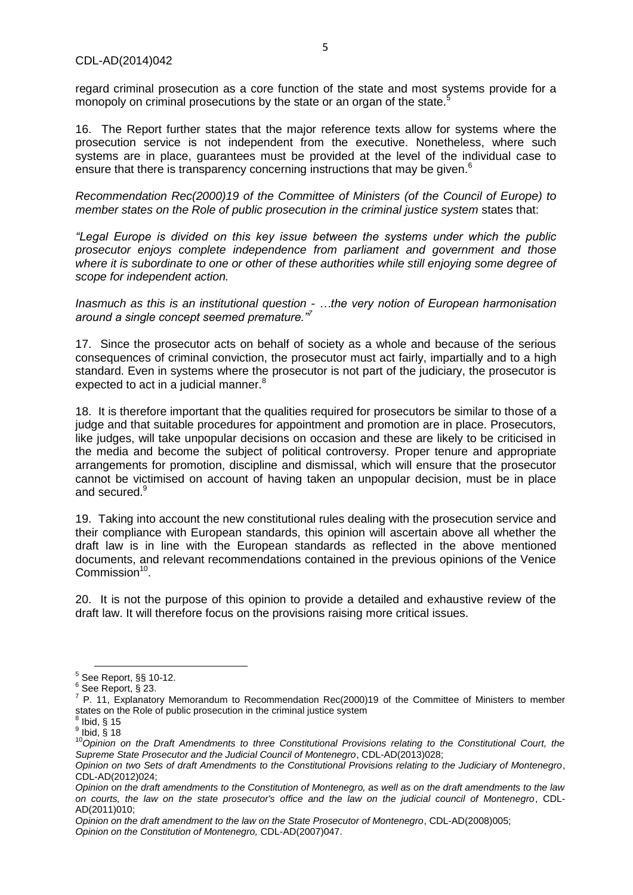regard criminal prosecution as a core function of the state and most systems provide for a monopoly on criminal prosecutions by the state or an organ of the state.[5]

16. The Report further states that the major reference texts allow for systems where the prosecution service is not independent from the executive. Nonetheless, where such systems are in place, guarantees must be provided at the level of the individual case to ensure that there is transparency concerning instructions that may be given.[6]

*Recommendation Rec(2000)19 of the Committee of Ministers (of the Council of Europe) to member states on the Role of public prosecution in the criminal justice system* states that:

*"Legal Europe is divided on this key issue between the systems under which the public prosecutor enjoys complete independence from parliament and government and those where it is subordinate to one or other of these authorities while still enjoying some degree of scope for independent action.*

*Inasmuch as this is an institutional question - …the very notion of European harmonisation around a single concept seemed premature."*[7]

17. Since the prosecutor acts on behalf of society as a whole and because of the serious consequences of criminal conviction, the prosecutor must act fairly, impartially and to a high standard. Even in systems where the prosecutor is not part of the judiciary, the prosecutor is expected to act in a judicial manner.[8]

18. It is therefore important that the qualities required for prosecutors be similar to those of a judge and that suitable procedures for appointment and promotion are in place. Prosecutors, like judges, will take unpopular decisions on occasion and these are likely to be criticised in the media and become the subject of political controversy. Proper tenure and appropriate arrangements for promotion, discipline and dismissal, which will ensure that the prosecutor cannot be victimised on account of having taken an unpopular decision, must be in place and secured.[9]

19. Taking into account the new constitutional rules dealing with the prosecution service and their compliance with European standards, this opinion will ascertain above all whether the draft law is in line with the European standards as reflected in the above mentioned documents, and relevant recommendations contained in the previous opinions of the Venice Commission[10].

20. It is not the purpose of this opinion to provide a detailed and exhaustive review of the draft law. It will therefore focus on the provisions raising more critical issues.

---

[5] See Report, §§ 10-12.

[6] See Report, § 23.

[7] P. 11, Explanatory Memorandum to Recommendation Rec(2000)19 of the Committee of Ministers to member states on the Role of public prosecution in the criminal justice system

[8] Ibid, § 15

[9] Ibid, § 18

[10] *Opinion on the Draft Amendments to three Constitutional Provisions relating to the Constitutional Court, the Supreme State Prosecutor and the Judicial Council of Montenegro*, CDL-AD(2013)028;
*Opinion on two Sets of draft Amendments to the Constitutional Provisions relating to the Judiciary of Montenegro*, CDL-AD(2012)024;
*Opinion on the draft amendments to the Constitution of Montenegro, as well as on the draft amendments to the law on courts, the law on the state prosecutor's office and the law on the judicial council of Montenegro*, CDL-AD(2011)010;
*Opinion on the draft amendment to the law on the State Prosecutor of Montenegro*, CDL-AD(2008)005;
*Opinion on the Constitution of Montenegro,* CDL-AD(2007)047.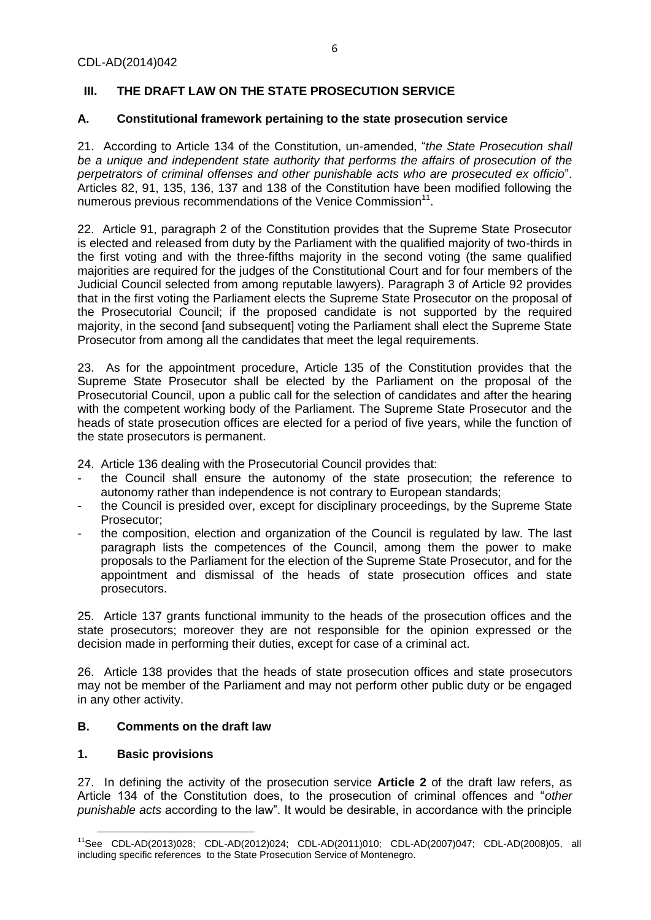## III. THE DRAFT LAW ON THE STATE PROSECUTION SERVICE

### A. Constitutional framework pertaining to the state prosecution service

21. According to Article 134 of the Constitution, un-amended, "*the State Prosecution shall be a unique and independent state authority that performs the affairs of prosecution of the perpetrators of criminal offenses and other punishable acts who are prosecuted ex officio*". Articles 82, 91, 135, 136, 137 and 138 of the Constitution have been modified following the numerous previous recommendations of the Venice Commission[11].

22. Article 91, paragraph 2 of the Constitution provides that the Supreme State Prosecutor is elected and released from duty by the Parliament with the qualified majority of two-thirds in the first voting and with the three-fifths majority in the second voting (the same qualified majorities are required for the judges of the Constitutional Court and for four members of the Judicial Council selected from among reputable lawyers). Paragraph 3 of Article 92 provides that in the first voting the Parliament elects the Supreme State Prosecutor on the proposal of the Prosecutorial Council; if the proposed candidate is not supported by the required majority, in the second [and subsequent] voting the Parliament shall elect the Supreme State Prosecutor from among all the candidates that meet the legal requirements.

23. As for the appointment procedure, Article 135 of the Constitution provides that the Supreme State Prosecutor shall be elected by the Parliament on the proposal of the Prosecutorial Council, upon a public call for the selection of candidates and after the hearing with the competent working body of the Parliament. The Supreme State Prosecutor and the heads of state prosecution offices are elected for a period of five years, while the function of the state prosecutors is permanent.

24. Article 136 dealing with the Prosecutorial Council provides that:

- the Council shall ensure the autonomy of the state prosecution; the reference to autonomy rather than independence is not contrary to European standards;
- the Council is presided over, except for disciplinary proceedings, by the Supreme State Prosecutor;
- the composition, election and organization of the Council is regulated by law. The last paragraph lists the competences of the Council, among them the power to make proposals to the Parliament for the election of the Supreme State Prosecutor, and for the appointment and dismissal of the heads of state prosecution offices and state prosecutors.

25. Article 137 grants functional immunity to the heads of the prosecution offices and the state prosecutors; moreover they are not responsible for the opinion expressed or the decision made in performing their duties, except for case of a criminal act.

26. Article 138 provides that the heads of state prosecution offices and state prosecutors may not be member of the Parliament and may not perform other public duty or be engaged in any other activity.

### B. Comments on the draft law

#### 1. Basic provisions

27. In defining the activity of the prosecution service **Article 2** of the draft law refers, as Article 134 of the Constitution does, to the prosecution of criminal offences and "*other punishable acts* according to the law". It would be desirable, in accordance with the principle

---

[11] See CDL-AD(2013)028; CDL-AD(2012)024; CDL-AD(2011)010; CDL-AD(2007)047; CDL-AD(2008)05, all including specific references to the State Prosecution Service of Montenegro.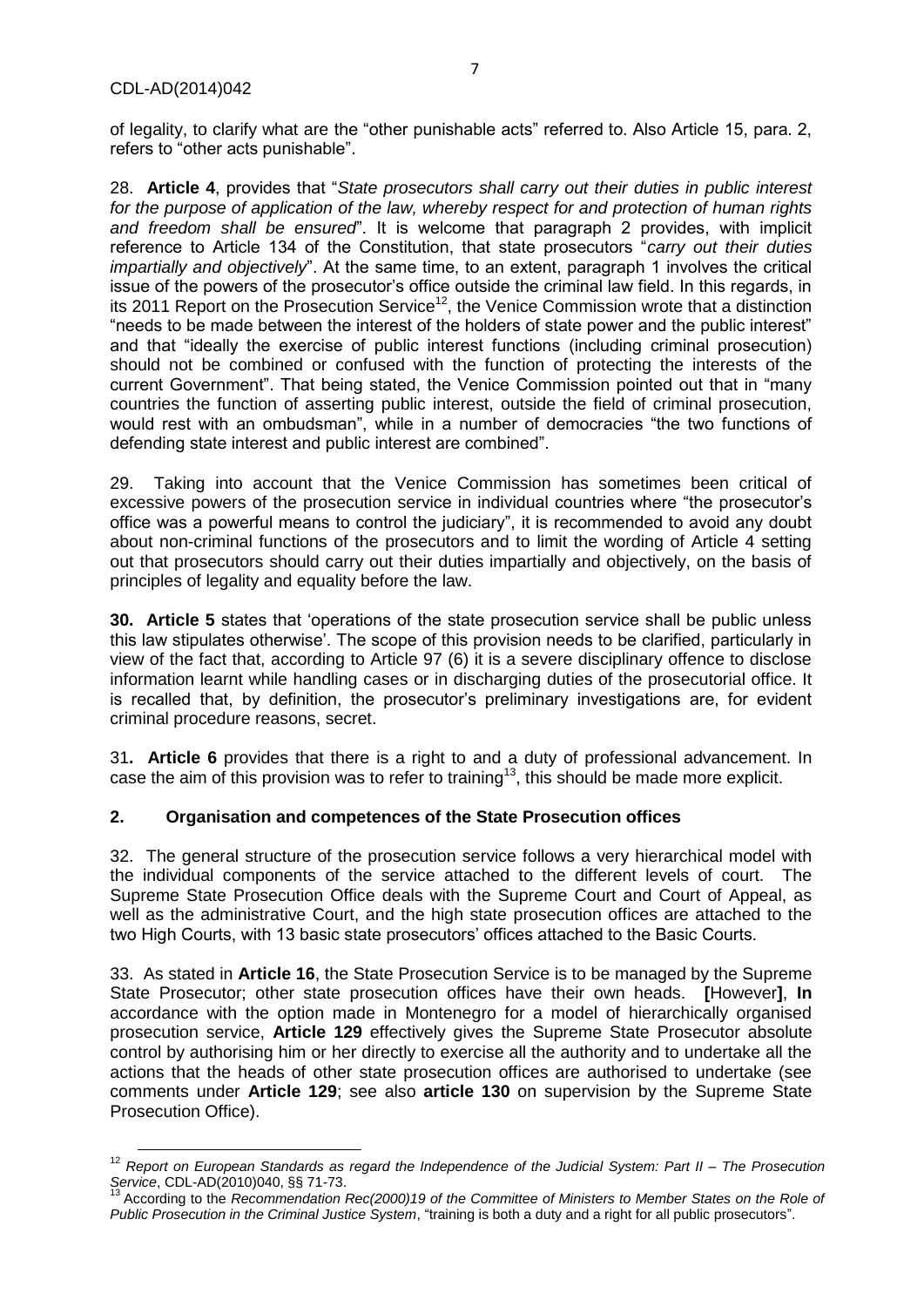of legality, to clarify what are the "other punishable acts" referred to. Also Article 15, para. 2, refers to "other acts punishable".

28. **Article 4**, provides that "*State prosecutors shall carry out their duties in public interest for the purpose of application of the law, whereby respect for and protection of human rights and freedom shall be ensured*". It is welcome that paragraph 2 provides, with implicit reference to Article 134 of the Constitution, that state prosecutors "*carry out their duties impartially and objectively*". At the same time, to an extent, paragraph 1 involves the critical issue of the powers of the prosecutor's office outside the criminal law field. In this regards, in its 2011 Report on the Prosecution Service[12], the Venice Commission wrote that a distinction "needs to be made between the interest of the holders of state power and the public interest" and that "ideally the exercise of public interest functions (including criminal prosecution) should not be combined or confused with the function of protecting the interests of the current Government". That being stated, the Venice Commission pointed out that in "many countries the function of asserting public interest, outside the field of criminal prosecution, would rest with an ombudsman", while in a number of democracies "the two functions of defending state interest and public interest are combined".

29. Taking into account that the Venice Commission has sometimes been critical of excessive powers of the prosecution service in individual countries where "the prosecutor's office was a powerful means to control the judiciary", it is recommended to avoid any doubt about non-criminal functions of the prosecutors and to limit the wording of Article 4 setting out that prosecutors should carry out their duties impartially and objectively, on the basis of principles of legality and equality before the law.

**30. Article 5** states that 'operations of the state prosecution service shall be public unless this law stipulates otherwise'. The scope of this provision needs to be clarified, particularly in view of the fact that, according to Article 97 (6) it is a severe disciplinary offence to disclose information learnt while handling cases or in discharging duties of the prosecutorial office. It is recalled that, by definition, the prosecutor's preliminary investigations are, for evident criminal procedure reasons, secret.

31**. Article 6** provides that there is a right to and a duty of professional advancement. In case the aim of this provision was to refer to training[13], this should be made more explicit.

## 2. Organisation and competences of the State Prosecution offices

32. The general structure of the prosecution service follows a very hierarchical model with the individual components of the service attached to the different levels of court. The Supreme State Prosecution Office deals with the Supreme Court and Court of Appeal, as well as the administrative Court, and the high state prosecution offices are attached to the two High Courts, with 13 basic state prosecutors' offices attached to the Basic Courts.

33. As stated in **Article 16**, the State Prosecution Service is to be managed by the Supreme State Prosecutor; other state prosecution offices have their own heads. **[**However**]**, **In** accordance with the option made in Montenegro for a model of hierarchically organised prosecution service, **Article 129** effectively gives the Supreme State Prosecutor absolute control by authorising him or her directly to exercise all the authority and to undertake all the actions that the heads of other state prosecution offices are authorised to undertake (see comments under **Article 129**; see also **article 130** on supervision by the Supreme State Prosecution Office).

---

[12] *Report on European Standards as regard the Independence of the Judicial System: Part II – The Prosecution Service*, CDL-AD(2010)040, §§ 71-73.

[13] According to the *Recommendation Rec(2000)19 of the Committee of Ministers to Member States on the Role of Public Prosecution in the Criminal Justice System*, "training is both a duty and a right for all public prosecutors".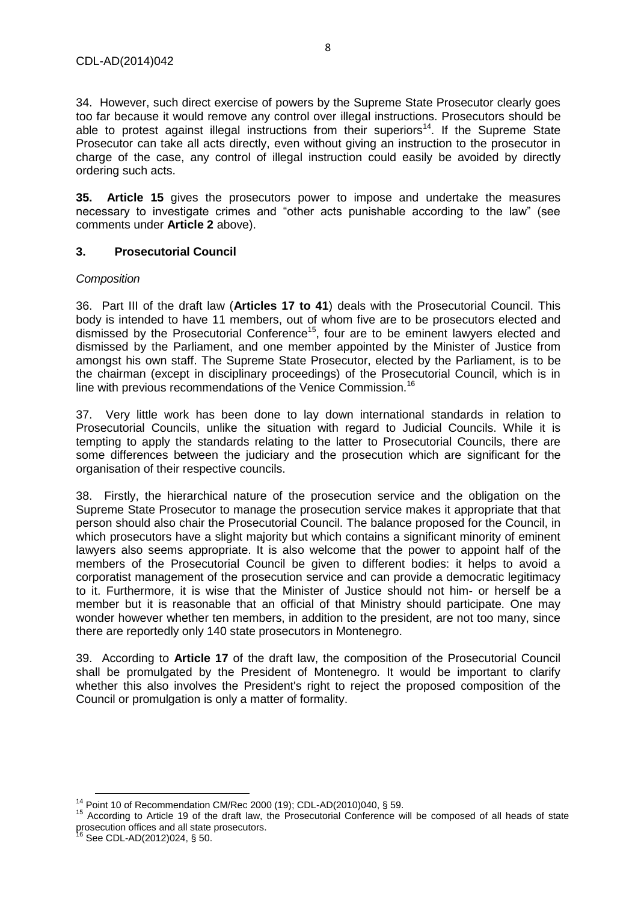34. However, such direct exercise of powers by the Supreme State Prosecutor clearly goes too far because it would remove any control over illegal instructions. Prosecutors should be able to protest against illegal instructions from their superiors[14]. If the Supreme State Prosecutor can take all acts directly, even without giving an instruction to the prosecutor in charge of the case, any control of illegal instruction could easily be avoided by directly ordering such acts.

**35. Article 15** gives the prosecutors power to impose and undertake the measures necessary to investigate crimes and "other acts punishable according to the law" (see comments under **Article 2** above).

## 3. Prosecutorial Council

*Composition*

36. Part III of the draft law (**Articles 17 to 41**) deals with the Prosecutorial Council. This body is intended to have 11 members, out of whom five are to be prosecutors elected and dismissed by the Prosecutorial Conference[15], four are to be eminent lawyers elected and dismissed by the Parliament, and one member appointed by the Minister of Justice from amongst his own staff. The Supreme State Prosecutor, elected by the Parliament, is to be the chairman (except in disciplinary proceedings) of the Prosecutorial Council, which is in line with previous recommendations of the Venice Commission.[16]

37. Very little work has been done to lay down international standards in relation to Prosecutorial Councils, unlike the situation with regard to Judicial Councils. While it is tempting to apply the standards relating to the latter to Prosecutorial Councils, there are some differences between the judiciary and the prosecution which are significant for the organisation of their respective councils.

38. Firstly, the hierarchical nature of the prosecution service and the obligation on the Supreme State Prosecutor to manage the prosecution service makes it appropriate that that person should also chair the Prosecutorial Council. The balance proposed for the Council, in which prosecutors have a slight majority but which contains a significant minority of eminent lawyers also seems appropriate. It is also welcome that the power to appoint half of the members of the Prosecutorial Council be given to different bodies: it helps to avoid a corporatist management of the prosecution service and can provide a democratic legitimacy to it. Furthermore, it is wise that the Minister of Justice should not him- or herself be a member but it is reasonable that an official of that Ministry should participate. One may wonder however whether ten members, in addition to the president, are not too many, since there are reportedly only 140 state prosecutors in Montenegro.

39. According to **Article 17** of the draft law, the composition of the Prosecutorial Council shall be promulgated by the President of Montenegro. It would be important to clarify whether this also involves the President's right to reject the proposed composition of the Council or promulgation is only a matter of formality.

---

[14] Point 10 of Recommendation CM/Rec 2000 (19); CDL-AD(2010)040, § 59.

[15] According to Article 19 of the draft law, the Prosecutorial Conference will be composed of all heads of state prosecution offices and all state prosecutors.

[16] See CDL-AD(2012)024, § 50.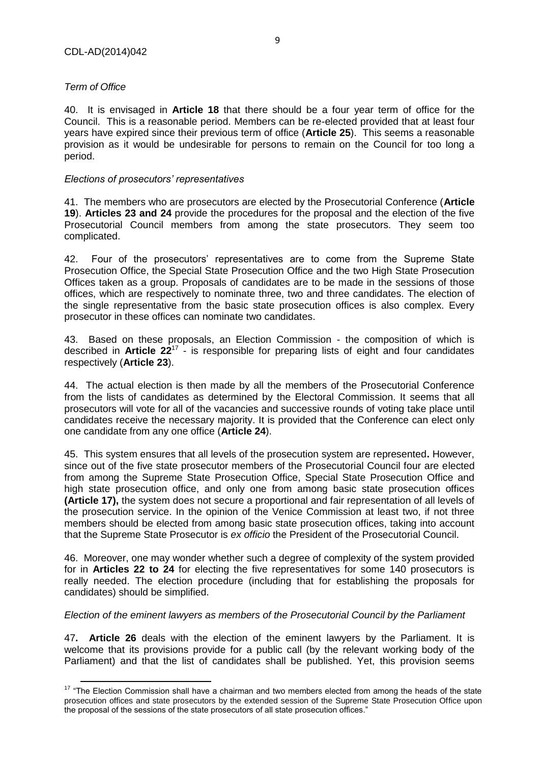*Term of Office*

40. It is envisaged in **Article 18** that there should be a four year term of office for the Council. This is a reasonable period. Members can be re-elected provided that at least four years have expired since their previous term of office (**Article 25**). This seems a reasonable provision as it would be undesirable for persons to remain on the Council for too long a period.

*Elections of prosecutors' representatives*

41. The members who are prosecutors are elected by the Prosecutorial Conference (**Article 19**). **Articles 23 and 24** provide the procedures for the proposal and the election of the five Prosecutorial Council members from among the state prosecutors. They seem too complicated.

42. Four of the prosecutors' representatives are to come from the Supreme State Prosecution Office, the Special State Prosecution Office and the two High State Prosecution Offices taken as a group. Proposals of candidates are to be made in the sessions of those offices, which are respectively to nominate three, two and three candidates. The election of the single representative from the basic state prosecution offices is also complex. Every prosecutor in these offices can nominate two candidates.

43. Based on these proposals, an Election Commission - the composition of which is described in **Article 22**[17] - is responsible for preparing lists of eight and four candidates respectively (**Article 23**).

44. The actual election is then made by all the members of the Prosecutorial Conference from the lists of candidates as determined by the Electoral Commission. It seems that all prosecutors will vote for all of the vacancies and successive rounds of voting take place until candidates receive the necessary majority. It is provided that the Conference can elect only one candidate from any one office (**Article 24**).

45. This system ensures that all levels of the prosecution system are represented**.** However, since out of the five state prosecutor members of the Prosecutorial Council four are elected from among the Supreme State Prosecution Office, Special State Prosecution Office and high state prosecution office, and only one from among basic state prosecution offices **(Article 17),** the system does not secure a proportional and fair representation of all levels of the prosecution service. In the opinion of the Venice Commission at least two, if not three members should be elected from among basic state prosecution offices, taking into account that the Supreme State Prosecutor is *ex officio* the President of the Prosecutorial Council.

46. Moreover, one may wonder whether such a degree of complexity of the system provided for in **Articles 22 to 24** for electing the five representatives for some 140 prosecutors is really needed. The election procedure (including that for establishing the proposals for candidates) should be simplified.

*Election of the eminent lawyers as members of the Prosecutorial Council by the Parliament*

47**. Article 26** deals with the election of the eminent lawyers by the Parliament. It is welcome that its provisions provide for a public call (by the relevant working body of the Parliament) and that the list of candidates shall be published. Yet, this provision seems

---

[17] "The Election Commission shall have a chairman and two members elected from among the heads of the state prosecution offices and state prosecutors by the extended session of the Supreme State Prosecution Office upon the proposal of the sessions of the state prosecutors of all state prosecution offices."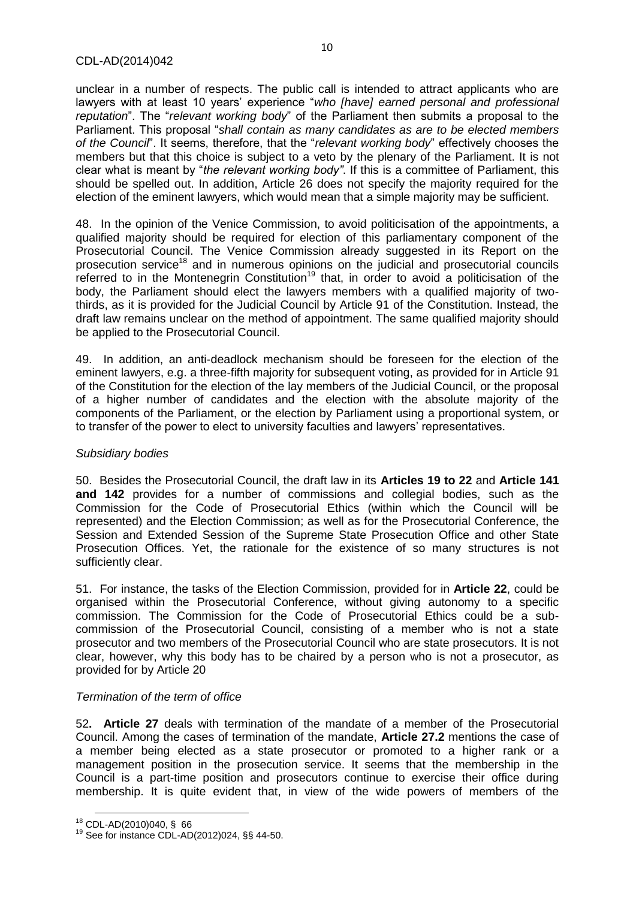unclear in a number of respects. The public call is intended to attract applicants who are lawyers with at least 10 years' experience "*who [have] earned personal and professional reputation*". The "*relevant working body*" of the Parliament then submits a proposal to the Parliament. This proposal "*shall contain as many candidates as are to be elected members of the Council*". It seems, therefore, that the "*relevant working body*" effectively chooses the members but that this choice is subject to a veto by the plenary of the Parliament. It is not clear what is meant by "*the relevant working body"*. If this is a committee of Parliament, this should be spelled out. In addition, Article 26 does not specify the majority required for the election of the eminent lawyers, which would mean that a simple majority may be sufficient.

48. In the opinion of the Venice Commission, to avoid politicisation of the appointments, a qualified majority should be required for election of this parliamentary component of the Prosecutorial Council. The Venice Commission already suggested in its Report on the prosecution service[18] and in numerous opinions on the judicial and prosecutorial councils referred to in the Montenegrin Constitution[19] that, in order to avoid a politicisation of the body, the Parliament should elect the lawyers members with a qualified majority of two-thirds, as it is provided for the Judicial Council by Article 91 of the Constitution. Instead, the draft law remains unclear on the method of appointment. The same qualified majority should be applied to the Prosecutorial Council.

49. In addition, an anti-deadlock mechanism should be foreseen for the election of the eminent lawyers, e.g. a three-fifth majority for subsequent voting, as provided for in Article 91 of the Constitution for the election of the lay members of the Judicial Council, or the proposal of a higher number of candidates and the election with the absolute majority of the components of the Parliament, or the election by Parliament using a proportional system, or to transfer of the power to elect to university faculties and lawyers' representatives.

*Subsidiary bodies*

50. Besides the Prosecutorial Council, the draft law in its **Articles 19 to 22** and **Article 141 and 142** provides for a number of commissions and collegial bodies, such as the Commission for the Code of Prosecutorial Ethics (within which the Council will be represented) and the Election Commission; as well as for the Prosecutorial Conference, the Session and Extended Session of the Supreme State Prosecution Office and other State Prosecution Offices. Yet, the rationale for the existence of so many structures is not sufficiently clear.

51. For instance, the tasks of the Election Commission, provided for in **Article 22**, could be organised within the Prosecutorial Conference, without giving autonomy to a specific commission. The Commission for the Code of Prosecutorial Ethics could be a sub-commission of the Prosecutorial Council, consisting of a member who is not a state prosecutor and two members of the Prosecutorial Council who are state prosecutors. It is not clear, however, why this body has to be chaired by a person who is not a prosecutor, as provided for by Article 20

*Termination of the term of office*

52**.** **Article 27** deals with termination of the mandate of a member of the Prosecutorial Council. Among the cases of termination of the mandate, **Article 27.2** mentions the case of a member being elected as a state prosecutor or promoted to a higher rank or a management position in the prosecution service. It seems that the membership in the Council is a part-time position and prosecutors continue to exercise their office during membership. It is quite evident that, in view of the wide powers of members of the

[18] CDL-AD(2010)040, § 66

[19] See for instance CDL-AD(2012)024, §§ 44-50.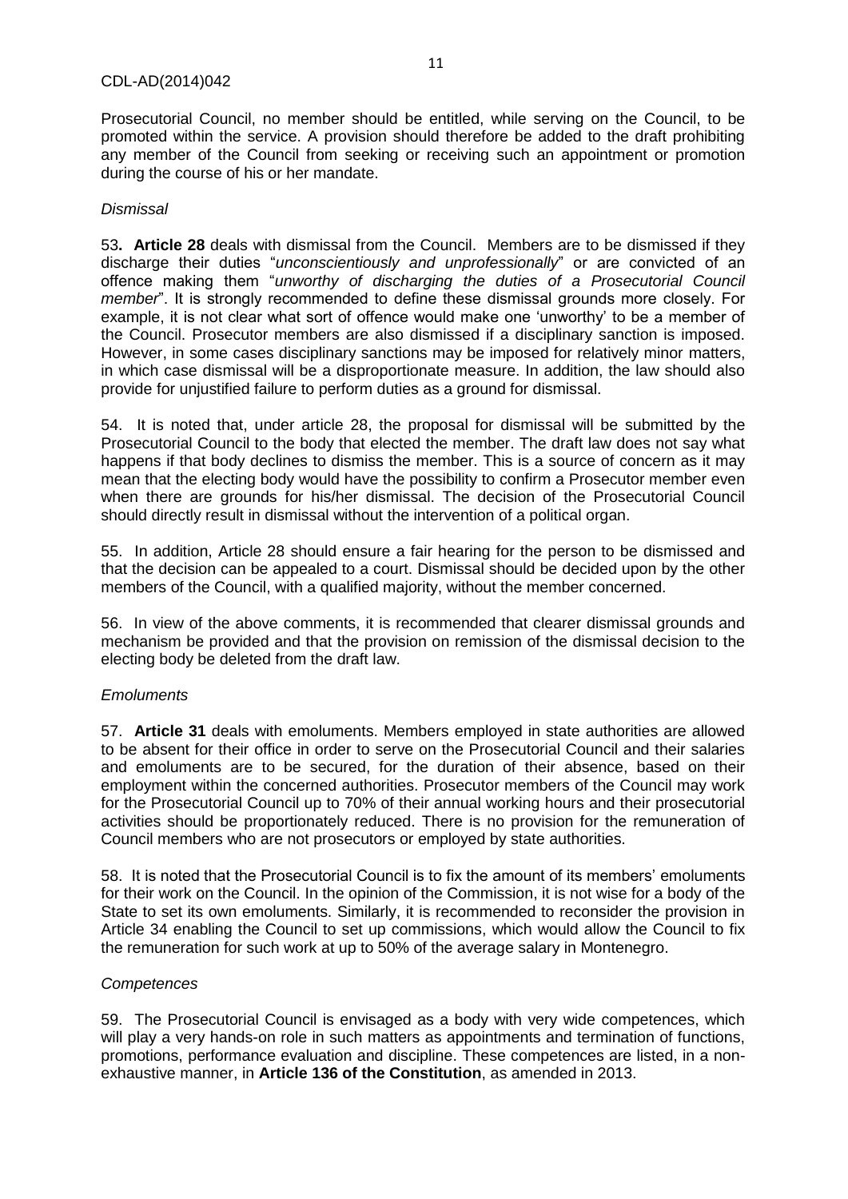Prosecutorial Council, no member should be entitled, while serving on the Council, to be promoted within the service. A provision should therefore be added to the draft prohibiting any member of the Council from seeking or receiving such an appointment or promotion during the course of his or her mandate.

*Dismissal*

53**. Article 28** deals with dismissal from the Council. Members are to be dismissed if they discharge their duties "*unconscientiously and unprofessionally*" or are convicted of an offence making them "*unworthy of discharging the duties of a Prosecutorial Council member*". It is strongly recommended to define these dismissal grounds more closely. For example, it is not clear what sort of offence would make one 'unworthy' to be a member of the Council. Prosecutor members are also dismissed if a disciplinary sanction is imposed. However, in some cases disciplinary sanctions may be imposed for relatively minor matters, in which case dismissal will be a disproportionate measure. In addition, the law should also provide for unjustified failure to perform duties as a ground for dismissal.

54. It is noted that, under article 28, the proposal for dismissal will be submitted by the Prosecutorial Council to the body that elected the member. The draft law does not say what happens if that body declines to dismiss the member. This is a source of concern as it may mean that the electing body would have the possibility to confirm a Prosecutor member even when there are grounds for his/her dismissal. The decision of the Prosecutorial Council should directly result in dismissal without the intervention of a political organ.

55. In addition, Article 28 should ensure a fair hearing for the person to be dismissed and that the decision can be appealed to a court. Dismissal should be decided upon by the other members of the Council, with a qualified majority, without the member concerned.

56. In view of the above comments, it is recommended that clearer dismissal grounds and mechanism be provided and that the provision on remission of the dismissal decision to the electing body be deleted from the draft law.

*Emoluments*

57. **Article 31** deals with emoluments. Members employed in state authorities are allowed to be absent for their office in order to serve on the Prosecutorial Council and their salaries and emoluments are to be secured, for the duration of their absence, based on their employment within the concerned authorities. Prosecutor members of the Council may work for the Prosecutorial Council up to 70% of their annual working hours and their prosecutorial activities should be proportionately reduced. There is no provision for the remuneration of Council members who are not prosecutors or employed by state authorities.

58. It is noted that the Prosecutorial Council is to fix the amount of its members' emoluments for their work on the Council. In the opinion of the Commission, it is not wise for a body of the State to set its own emoluments. Similarly, it is recommended to reconsider the provision in Article 34 enabling the Council to set up commissions, which would allow the Council to fix the remuneration for such work at up to 50% of the average salary in Montenegro.

*Competences*

59. The Prosecutorial Council is envisaged as a body with very wide competences, which will play a very hands-on role in such matters as appointments and termination of functions, promotions, performance evaluation and discipline. These competences are listed, in a non-exhaustive manner, in **Article 136 of the Constitution**, as amended in 2013.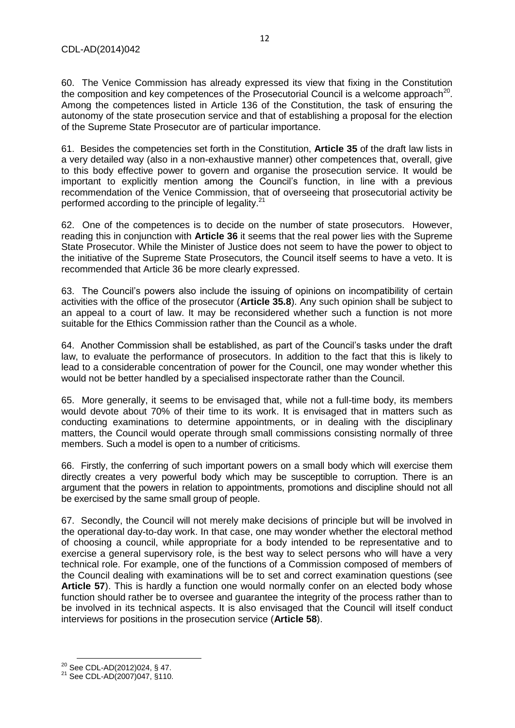60. The Venice Commission has already expressed its view that fixing in the Constitution the composition and key competences of the Prosecutorial Council is a welcome approach[20]. Among the competences listed in Article 136 of the Constitution, the task of ensuring the autonomy of the state prosecution service and that of establishing a proposal for the election of the Supreme State Prosecutor are of particular importance.

61. Besides the competencies set forth in the Constitution, **Article 35** of the draft law lists in a very detailed way (also in a non-exhaustive manner) other competences that, overall, give to this body effective power to govern and organise the prosecution service. It would be important to explicitly mention among the Council's function, in line with a previous recommendation of the Venice Commission, that of overseeing that prosecutorial activity be performed according to the principle of legality.[21]

62. One of the competences is to decide on the number of state prosecutors. However, reading this in conjunction with **Article 36** it seems that the real power lies with the Supreme State Prosecutor. While the Minister of Justice does not seem to have the power to object to the initiative of the Supreme State Prosecutors, the Council itself seems to have a veto. It is recommended that Article 36 be more clearly expressed.

63. The Council's powers also include the issuing of opinions on incompatibility of certain activities with the office of the prosecutor (**Article 35.8**). Any such opinion shall be subject to an appeal to a court of law. It may be reconsidered whether such a function is not more suitable for the Ethics Commission rather than the Council as a whole.

64. Another Commission shall be established, as part of the Council's tasks under the draft law, to evaluate the performance of prosecutors. In addition to the fact that this is likely to lead to a considerable concentration of power for the Council, one may wonder whether this would not be better handled by a specialised inspectorate rather than the Council.

65. More generally, it seems to be envisaged that, while not a full-time body, its members would devote about 70% of their time to its work. It is envisaged that in matters such as conducting examinations to determine appointments, or in dealing with the disciplinary matters, the Council would operate through small commissions consisting normally of three members. Such a model is open to a number of criticisms.

66. Firstly, the conferring of such important powers on a small body which will exercise them directly creates a very powerful body which may be susceptible to corruption. There is an argument that the powers in relation to appointments, promotions and discipline should not all be exercised by the same small group of people.

67. Secondly, the Council will not merely make decisions of principle but will be involved in the operational day-to-day work. In that case, one may wonder whether the electoral method of choosing a council, while appropriate for a body intended to be representative and to exercise a general supervisory role, is the best way to select persons who will have a very technical role. For example, one of the functions of a Commission composed of members of the Council dealing with examinations will be to set and correct examination questions (see **Article 57**). This is hardly a function one would normally confer on an elected body whose function should rather be to oversee and guarantee the integrity of the process rather than to be involved in its technical aspects. It is also envisaged that the Council will itself conduct interviews for positions in the prosecution service (**Article 58**).

---

[20] See CDL-AD(2012)024, § 47.

[21] See CDL-AD(2007)047, §110.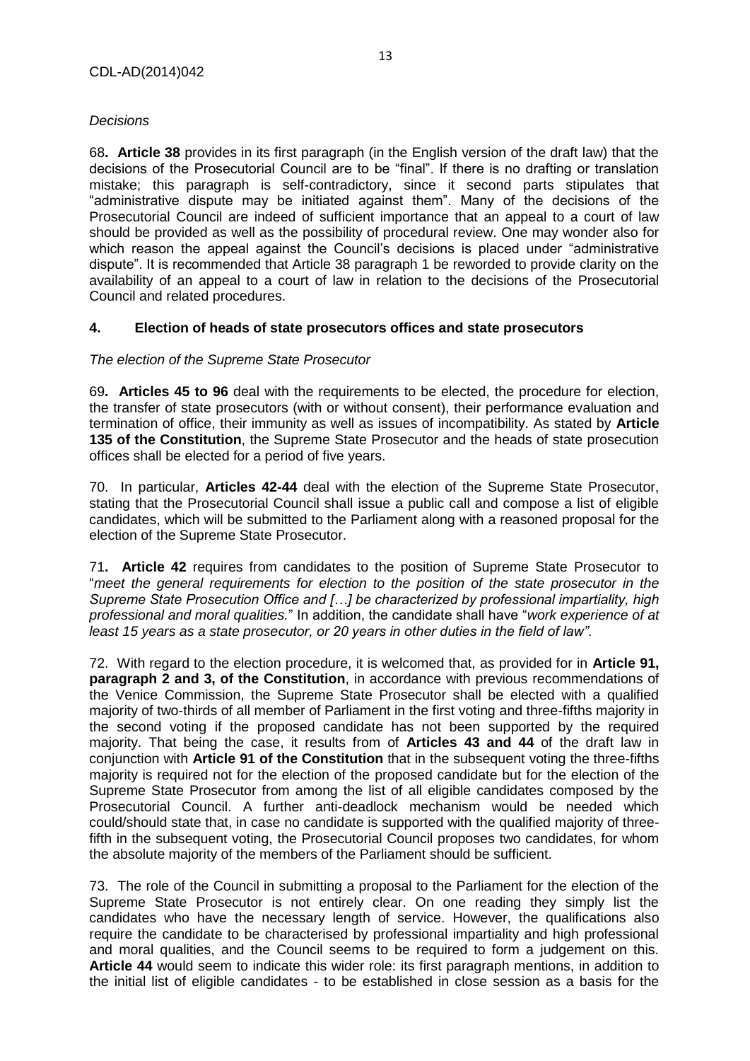*Decisions*

68**. Article 38** provides in its first paragraph (in the English version of the draft law) that the decisions of the Prosecutorial Council are to be "final". If there is no drafting or translation mistake; this paragraph is self-contradictory, since it second parts stipulates that "administrative dispute may be initiated against them". Many of the decisions of the Prosecutorial Council are indeed of sufficient importance that an appeal to a court of law should be provided as well as the possibility of procedural review. One may wonder also for which reason the appeal against the Council's decisions is placed under "administrative dispute". It is recommended that Article 38 paragraph 1 be reworded to provide clarity on the availability of an appeal to a court of law in relation to the decisions of the Prosecutorial Council and related procedures.

## 4. Election of heads of state prosecutors offices and state prosecutors

*The election of the Supreme State Prosecutor*

69**. Articles 45 to 96** deal with the requirements to be elected, the procedure for election, the transfer of state prosecutors (with or without consent), their performance evaluation and termination of office, their immunity as well as issues of incompatibility. As stated by **Article 135 of the Constitution**, the Supreme State Prosecutor and the heads of state prosecution offices shall be elected for a period of five years.

70. In particular, **Articles 42-44** deal with the election of the Supreme State Prosecutor, stating that the Prosecutorial Council shall issue a public call and compose a list of eligible candidates, which will be submitted to the Parliament along with a reasoned proposal for the election of the Supreme State Prosecutor.

71**. Article 42** requires from candidates to the position of Supreme State Prosecutor to "*meet the general requirements for election to the position of the state prosecutor in the Supreme State Prosecution Office and […] be characterized by professional impartiality, high professional and moral qualities.*" In addition, the candidate shall have "*work experience of at least 15 years as a state prosecutor, or 20 years in other duties in the field of law"*.

72. With regard to the election procedure, it is welcomed that, as provided for in **Article 91, paragraph 2 and 3, of the Constitution**, in accordance with previous recommendations of the Venice Commission, the Supreme State Prosecutor shall be elected with a qualified majority of two-thirds of all member of Parliament in the first voting and three-fifths majority in the second voting if the proposed candidate has not been supported by the required majority. That being the case, it results from of **Articles 43 and 44** of the draft law in conjunction with **Article 91 of the Constitution** that in the subsequent voting the three-fifths majority is required not for the election of the proposed candidate but for the election of the Supreme State Prosecutor from among the list of all eligible candidates composed by the Prosecutorial Council. A further anti-deadlock mechanism would be needed which could/should state that, in case no candidate is supported with the qualified majority of three-fifth in the subsequent voting, the Prosecutorial Council proposes two candidates, for whom the absolute majority of the members of the Parliament should be sufficient.

73. The role of the Council in submitting a proposal to the Parliament for the election of the Supreme State Prosecutor is not entirely clear. On one reading they simply list the candidates who have the necessary length of service. However, the qualifications also require the candidate to be characterised by professional impartiality and high professional and moral qualities, and the Council seems to be required to form a judgement on this. **Article 44** would seem to indicate this wider role: its first paragraph mentions, in addition to the initial list of eligible candidates - to be established in close session as a basis for the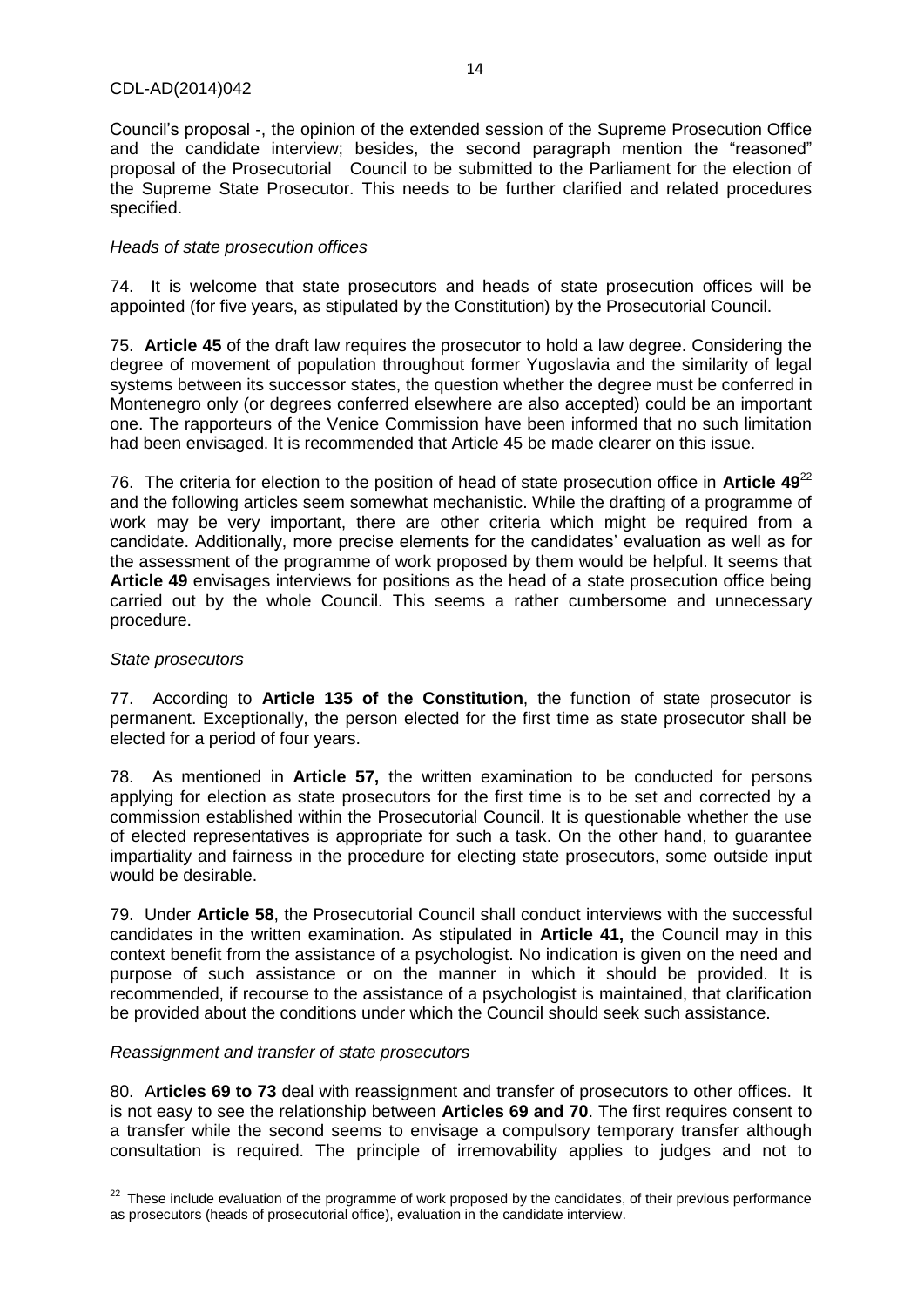Council's proposal -, the opinion of the extended session of the Supreme Prosecution Office and the candidate interview; besides, the second paragraph mention the "reasoned" proposal of the Prosecutorial Council to be submitted to the Parliament for the election of the Supreme State Prosecutor. This needs to be further clarified and related procedures specified.

*Heads of state prosecution offices*

74. It is welcome that state prosecutors and heads of state prosecution offices will be appointed (for five years, as stipulated by the Constitution) by the Prosecutorial Council.

75. **Article 45** of the draft law requires the prosecutor to hold a law degree. Considering the degree of movement of population throughout former Yugoslavia and the similarity of legal systems between its successor states, the question whether the degree must be conferred in Montenegro only (or degrees conferred elsewhere are also accepted) could be an important one. The rapporteurs of the Venice Commission have been informed that no such limitation had been envisaged. It is recommended that Article 45 be made clearer on this issue.

76. The criteria for election to the position of head of state prosecution office in **Article 49**[22] and the following articles seem somewhat mechanistic. While the drafting of a programme of work may be very important, there are other criteria which might be required from a candidate. Additionally, more precise elements for the candidates' evaluation as well as for the assessment of the programme of work proposed by them would be helpful. It seems that **Article 49** envisages interviews for positions as the head of a state prosecution office being carried out by the whole Council. This seems a rather cumbersome and unnecessary procedure.

*State prosecutors*

77. According to **Article 135 of the Constitution**, the function of state prosecutor is permanent. Exceptionally, the person elected for the first time as state prosecutor shall be elected for a period of four years.

78. As mentioned in **Article 57,** the written examination to be conducted for persons applying for election as state prosecutors for the first time is to be set and corrected by a commission established within the Prosecutorial Council. It is questionable whether the use of elected representatives is appropriate for such a task. On the other hand, to guarantee impartiality and fairness in the procedure for electing state prosecutors, some outside input would be desirable.

79. Under **Article 58**, the Prosecutorial Council shall conduct interviews with the successful candidates in the written examination. As stipulated in **Article 41,** the Council may in this context benefit from the assistance of a psychologist. No indication is given on the need and purpose of such assistance or on the manner in which it should be provided. It is recommended, if recourse to the assistance of a psychologist is maintained, that clarification be provided about the conditions under which the Council should seek such assistance.

*Reassignment and transfer of state prosecutors*

80. A**rticles 69 to 73** deal with reassignment and transfer of prosecutors to other offices. It is not easy to see the relationship between **Articles 69 and 70**. The first requires consent to a transfer while the second seems to envisage a compulsory temporary transfer although consultation is required. The principle of irremovability applies to judges and not to

---

[22] These include evaluation of the programme of work proposed by the candidates, of their previous performance as prosecutors (heads of prosecutorial office), evaluation in the candidate interview.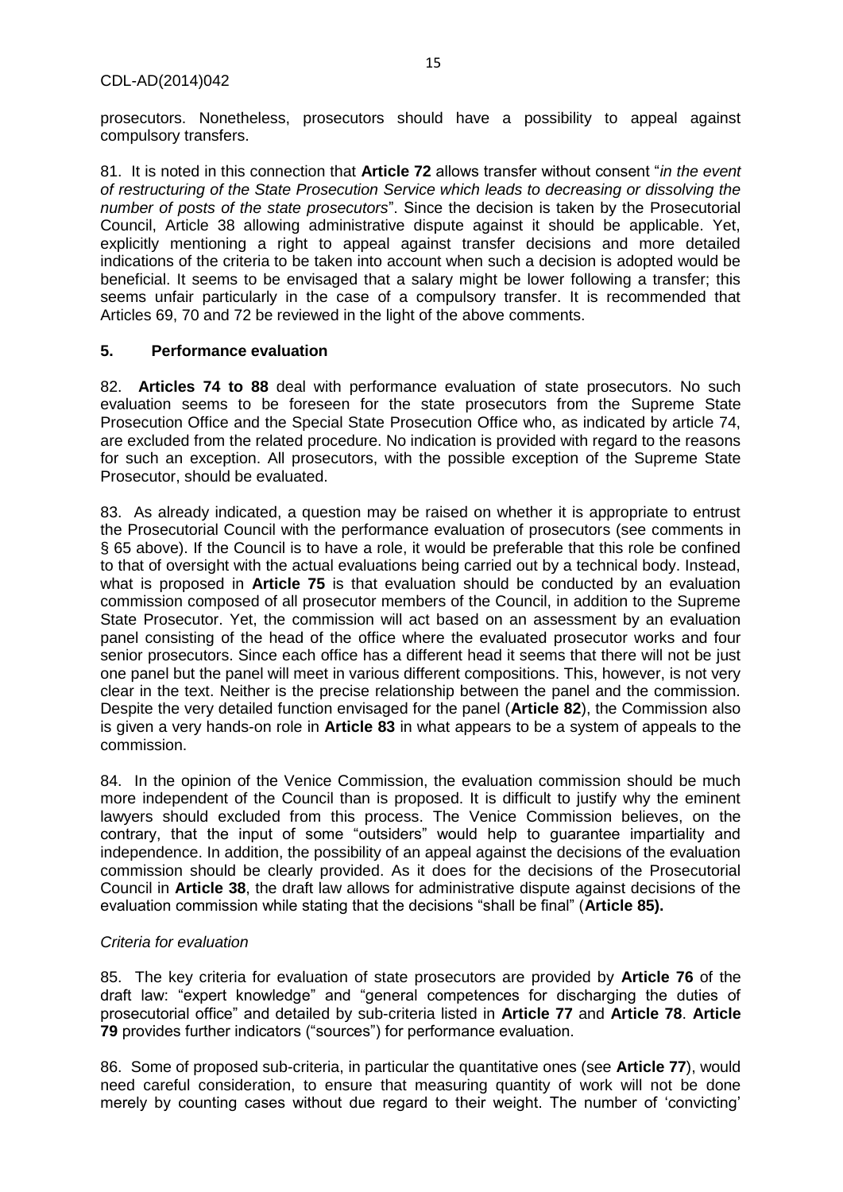prosecutors. Nonetheless, prosecutors should have a possibility to appeal against compulsory transfers.

81. It is noted in this connection that **Article 72** allows transfer without consent "*in the event of restructuring of the State Prosecution Service which leads to decreasing or dissolving the number of posts of the state prosecutors*". Since the decision is taken by the Prosecutorial Council, Article 38 allowing administrative dispute against it should be applicable. Yet, explicitly mentioning a right to appeal against transfer decisions and more detailed indications of the criteria to be taken into account when such a decision is adopted would be beneficial. It seems to be envisaged that a salary might be lower following a transfer; this seems unfair particularly in the case of a compulsory transfer. It is recommended that Articles 69, 70 and 72 be reviewed in the light of the above comments.

## 5. Performance evaluation

82. **Articles 74 to 88** deal with performance evaluation of state prosecutors. No such evaluation seems to be foreseen for the state prosecutors from the Supreme State Prosecution Office and the Special State Prosecution Office who, as indicated by article 74, are excluded from the related procedure. No indication is provided with regard to the reasons for such an exception. All prosecutors, with the possible exception of the Supreme State Prosecutor, should be evaluated.

83. As already indicated, a question may be raised on whether it is appropriate to entrust the Prosecutorial Council with the performance evaluation of prosecutors (see comments in § 65 above). If the Council is to have a role, it would be preferable that this role be confined to that of oversight with the actual evaluations being carried out by a technical body. Instead, what is proposed in **Article 75** is that evaluation should be conducted by an evaluation commission composed of all prosecutor members of the Council, in addition to the Supreme State Prosecutor. Yet, the commission will act based on an assessment by an evaluation panel consisting of the head of the office where the evaluated prosecutor works and four senior prosecutors. Since each office has a different head it seems that there will not be just one panel but the panel will meet in various different compositions. This, however, is not very clear in the text. Neither is the precise relationship between the panel and the commission. Despite the very detailed function envisaged for the panel (**Article 82**), the Commission also is given a very hands-on role in **Article 83** in what appears to be a system of appeals to the commission.

84. In the opinion of the Venice Commission, the evaluation commission should be much more independent of the Council than is proposed. It is difficult to justify why the eminent lawyers should excluded from this process. The Venice Commission believes, on the contrary, that the input of some "outsiders" would help to guarantee impartiality and independence. In addition, the possibility of an appeal against the decisions of the evaluation commission should be clearly provided. As it does for the decisions of the Prosecutorial Council in **Article 38**, the draft law allows for administrative dispute against decisions of the evaluation commission while stating that the decisions "shall be final" (**Article 85).**

*Criteria for evaluation*

85. The key criteria for evaluation of state prosecutors are provided by **Article 76** of the draft law: "expert knowledge" and "general competences for discharging the duties of prosecutorial office" and detailed by sub-criteria listed in **Article 77** and **Article 78**. **Article 79** provides further indicators ("sources") for performance evaluation.

86. Some of proposed sub-criteria, in particular the quantitative ones (see **Article 77**), would need careful consideration, to ensure that measuring quantity of work will not be done merely by counting cases without due regard to their weight. The number of 'convicting'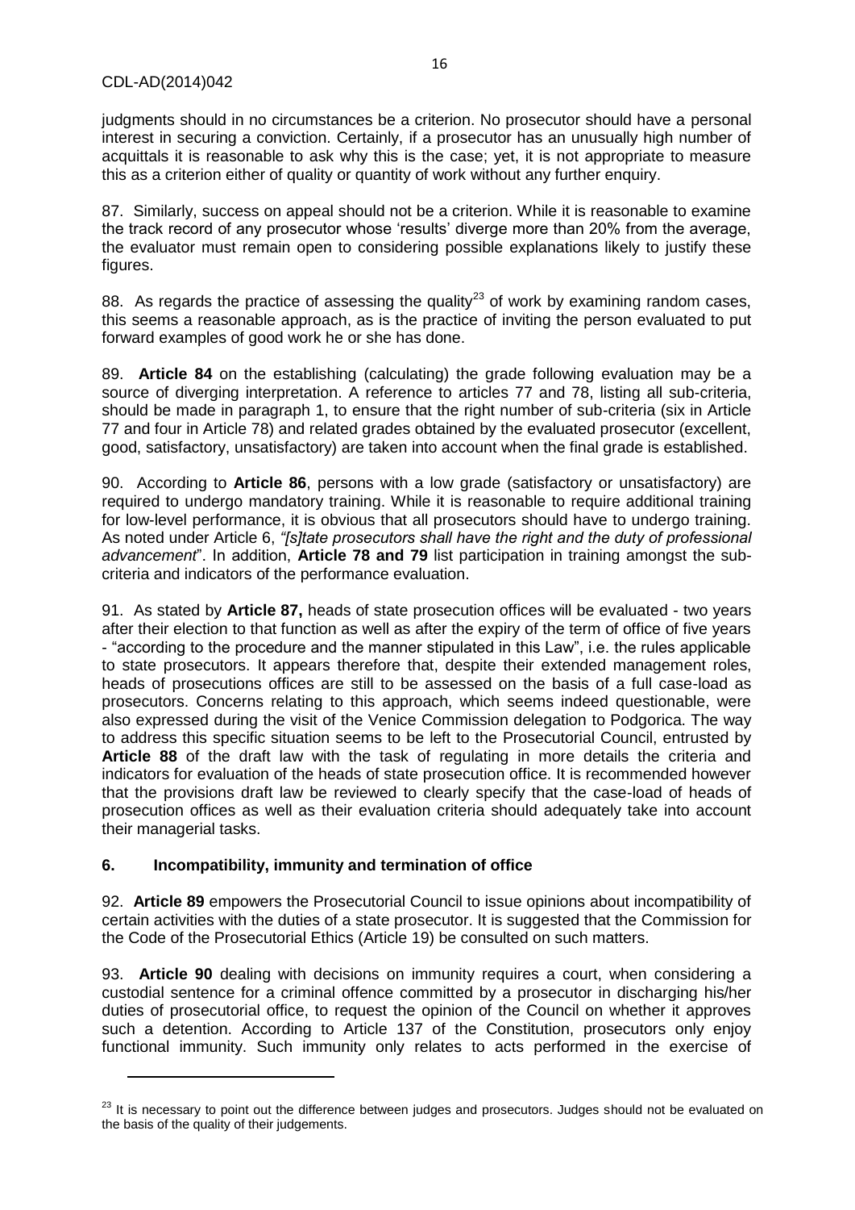judgments should in no circumstances be a criterion. No prosecutor should have a personal interest in securing a conviction. Certainly, if a prosecutor has an unusually high number of acquittals it is reasonable to ask why this is the case; yet, it is not appropriate to measure this as a criterion either of quality or quantity of work without any further enquiry.

87. Similarly, success on appeal should not be a criterion. While it is reasonable to examine the track record of any prosecutor whose 'results' diverge more than 20% from the average, the evaluator must remain open to considering possible explanations likely to justify these figures.

88. As regards the practice of assessing the quality[23] of work by examining random cases, this seems a reasonable approach, as is the practice of inviting the person evaluated to put forward examples of good work he or she has done.

89. **Article 84** on the establishing (calculating) the grade following evaluation may be a source of diverging interpretation. A reference to articles 77 and 78, listing all sub-criteria, should be made in paragraph 1, to ensure that the right number of sub-criteria (six in Article 77 and four in Article 78) and related grades obtained by the evaluated prosecutor (excellent, good, satisfactory, unsatisfactory) are taken into account when the final grade is established.

90. According to **Article 86**, persons with a low grade (satisfactory or unsatisfactory) are required to undergo mandatory training. While it is reasonable to require additional training for low-level performance, it is obvious that all prosecutors should have to undergo training. As noted under Article 6, *"[s]tate prosecutors shall have the right and the duty of professional advancement*". In addition, **Article 78 and 79** list participation in training amongst the sub-criteria and indicators of the performance evaluation.

91. As stated by **Article 87,** heads of state prosecution offices will be evaluated - two years after their election to that function as well as after the expiry of the term of office of five years - "according to the procedure and the manner stipulated in this Law", i.e. the rules applicable to state prosecutors. It appears therefore that, despite their extended management roles, heads of prosecutions offices are still to be assessed on the basis of a full case-load as prosecutors. Concerns relating to this approach, which seems indeed questionable, were also expressed during the visit of the Venice Commission delegation to Podgorica. The way to address this specific situation seems to be left to the Prosecutorial Council, entrusted by **Article 88** of the draft law with the task of regulating in more details the criteria and indicators for evaluation of the heads of state prosecution office. It is recommended however that the provisions draft law be reviewed to clearly specify that the case-load of heads of prosecution offices as well as their evaluation criteria should adequately take into account their managerial tasks.

## 6. Incompatibility, immunity and termination of office

92. **Article 89** empowers the Prosecutorial Council to issue opinions about incompatibility of certain activities with the duties of a state prosecutor. It is suggested that the Commission for the Code of the Prosecutorial Ethics (Article 19) be consulted on such matters.

93. **Article 90** dealing with decisions on immunity requires a court, when considering a custodial sentence for a criminal offence committed by a prosecutor in discharging his/her duties of prosecutorial office, to request the opinion of the Council on whether it approves such a detention. According to Article 137 of the Constitution, prosecutors only enjoy functional immunity. Such immunity only relates to acts performed in the exercise of

---

[23] It is necessary to point out the difference between judges and prosecutors. Judges should not be evaluated on the basis of the quality of their judgements.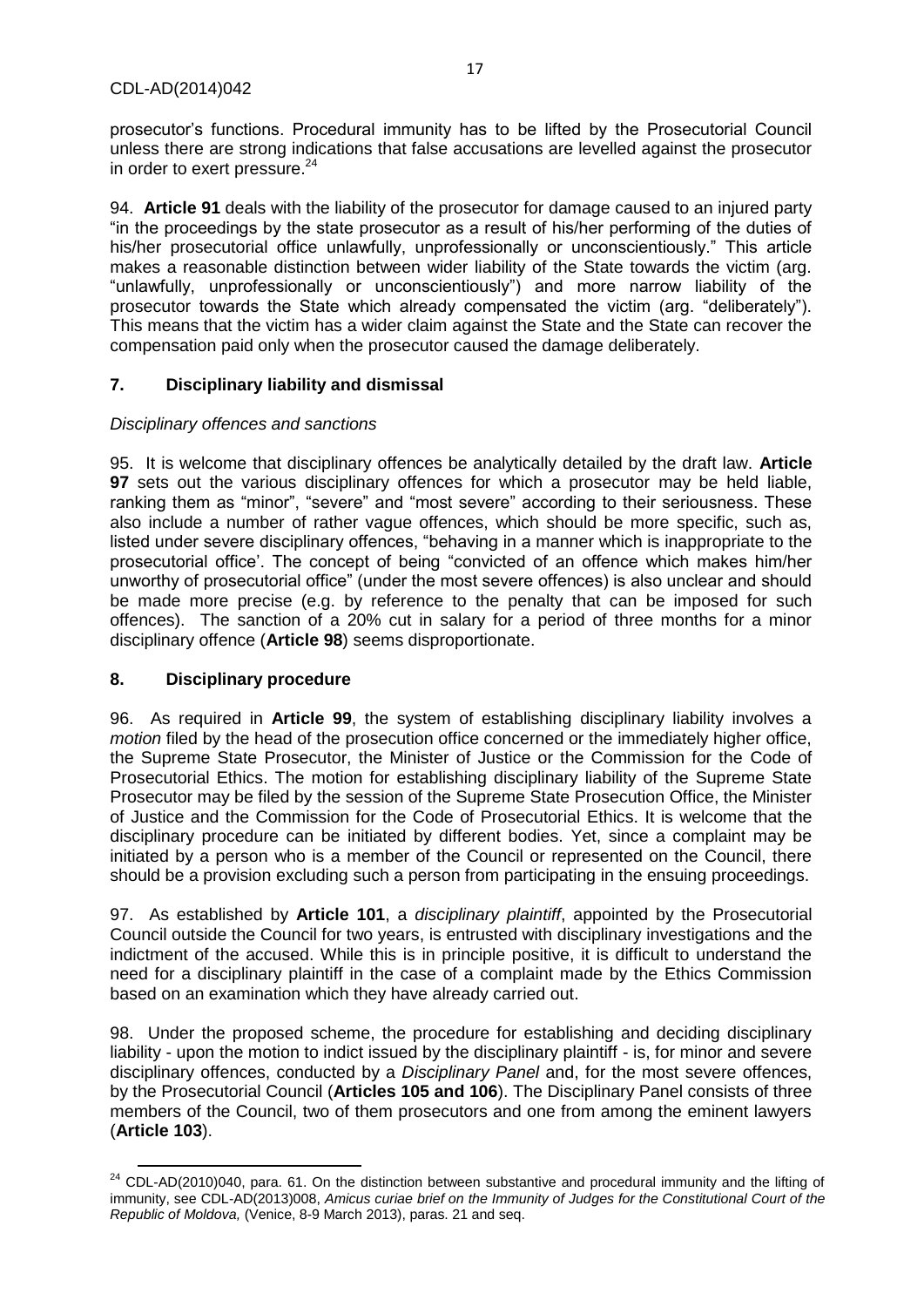prosecutor's functions. Procedural immunity has to be lifted by the Prosecutorial Council unless there are strong indications that false accusations are levelled against the prosecutor in order to exert pressure.[24]

94. **Article 91** deals with the liability of the prosecutor for damage caused to an injured party "in the proceedings by the state prosecutor as a result of his/her performing of the duties of his/her prosecutorial office unlawfully, unprofessionally or unconscientiously." This article makes a reasonable distinction between wider liability of the State towards the victim (arg. "unlawfully, unprofessionally or unconscientiously") and more narrow liability of the prosecutor towards the State which already compensated the victim (arg. "deliberately"). This means that the victim has a wider claim against the State and the State can recover the compensation paid only when the prosecutor caused the damage deliberately.

## 7. Disciplinary liability and dismissal

*Disciplinary offences and sanctions*

95. It is welcome that disciplinary offences be analytically detailed by the draft law. **Article 97** sets out the various disciplinary offences for which a prosecutor may be held liable, ranking them as "minor", "severe" and "most severe" according to their seriousness. These also include a number of rather vague offences, which should be more specific, such as, listed under severe disciplinary offences, "behaving in a manner which is inappropriate to the prosecutorial office'. The concept of being "convicted of an offence which makes him/her unworthy of prosecutorial office" (under the most severe offences) is also unclear and should be made more precise (e.g. by reference to the penalty that can be imposed for such offences). The sanction of a 20% cut in salary for a period of three months for a minor disciplinary offence (**Article 98**) seems disproportionate.

## 8. Disciplinary procedure

96. As required in **Article 99**, the system of establishing disciplinary liability involves a *motion* filed by the head of the prosecution office concerned or the immediately higher office, the Supreme State Prosecutor, the Minister of Justice or the Commission for the Code of Prosecutorial Ethics. The motion for establishing disciplinary liability of the Supreme State Prosecutor may be filed by the session of the Supreme State Prosecution Office, the Minister of Justice and the Commission for the Code of Prosecutorial Ethics. It is welcome that the disciplinary procedure can be initiated by different bodies. Yet, since a complaint may be initiated by a person who is a member of the Council or represented on the Council, there should be a provision excluding such a person from participating in the ensuing proceedings.

97. As established by **Article 101**, a *disciplinary plaintiff*, appointed by the Prosecutorial Council outside the Council for two years, is entrusted with disciplinary investigations and the indictment of the accused. While this is in principle positive, it is difficult to understand the need for a disciplinary plaintiff in the case of a complaint made by the Ethics Commission based on an examination which they have already carried out.

98. Under the proposed scheme, the procedure for establishing and deciding disciplinary liability - upon the motion to indict issued by the disciplinary plaintiff - is, for minor and severe disciplinary offences, conducted by a *Disciplinary Panel* and, for the most severe offences, by the Prosecutorial Council (**Articles 105 and 106**). The Disciplinary Panel consists of three members of the Council, two of them prosecutors and one from among the eminent lawyers (**Article 103**).

[24] CDL-AD(2010)040, para. 61. On the distinction between substantive and procedural immunity and the lifting of immunity, see CDL-AD(2013)008, *Amicus curiae brief on the Immunity of Judges for the Constitutional Court of the Republic of Moldova,* (Venice, 8-9 March 2013), paras. 21 and seq.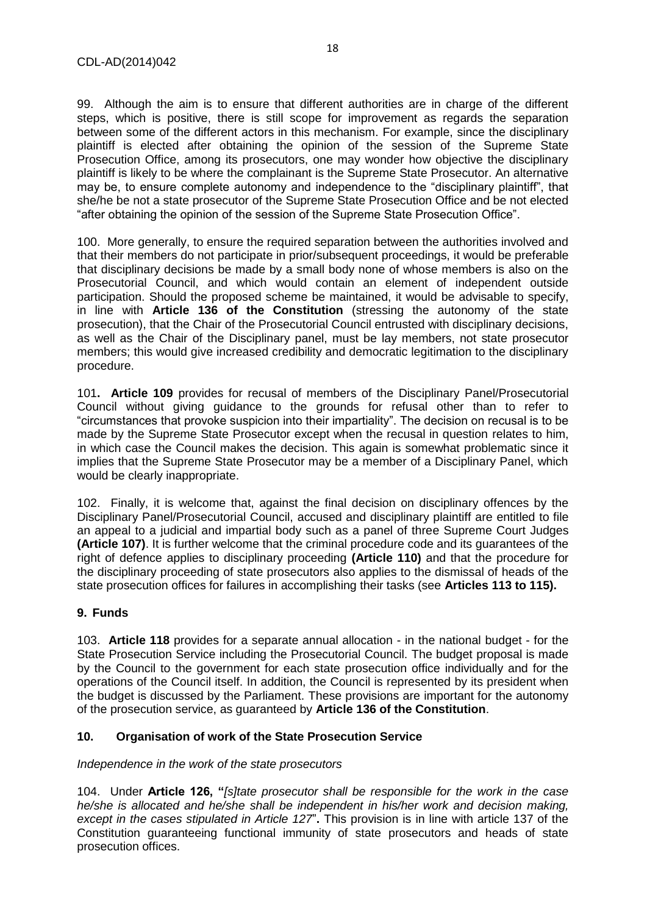99. Although the aim is to ensure that different authorities are in charge of the different steps, which is positive, there is still scope for improvement as regards the separation between some of the different actors in this mechanism. For example, since the disciplinary plaintiff is elected after obtaining the opinion of the session of the Supreme State Prosecution Office, among its prosecutors, one may wonder how objective the disciplinary plaintiff is likely to be where the complainant is the Supreme State Prosecutor. An alternative may be, to ensure complete autonomy and independence to the "disciplinary plaintiff", that she/he be not a state prosecutor of the Supreme State Prosecution Office and be not elected "after obtaining the opinion of the session of the Supreme State Prosecution Office".

100. More generally, to ensure the required separation between the authorities involved and that their members do not participate in prior/subsequent proceedings, it would be preferable that disciplinary decisions be made by a small body none of whose members is also on the Prosecutorial Council, and which would contain an element of independent outside participation. Should the proposed scheme be maintained, it would be advisable to specify, in line with **Article 136 of the Constitution** (stressing the autonomy of the state prosecution), that the Chair of the Prosecutorial Council entrusted with disciplinary decisions, as well as the Chair of the Disciplinary panel, must be lay members, not state prosecutor members; this would give increased credibility and democratic legitimation to the disciplinary procedure.

101**. Article 109** provides for recusal of members of the Disciplinary Panel/Prosecutorial Council without giving guidance to the grounds for refusal other than to refer to "circumstances that provoke suspicion into their impartiality". The decision on recusal is to be made by the Supreme State Prosecutor except when the recusal in question relates to him, in which case the Council makes the decision. This again is somewhat problematic since it implies that the Supreme State Prosecutor may be a member of a Disciplinary Panel, which would be clearly inappropriate.

102. Finally, it is welcome that, against the final decision on disciplinary offences by the Disciplinary Panel/Prosecutorial Council, accused and disciplinary plaintiff are entitled to file an appeal to a judicial and impartial body such as a panel of three Supreme Court Judges **(Article 107)**. It is further welcome that the criminal procedure code and its guarantees of the right of defence applies to disciplinary proceeding **(Article 110)** and that the procedure for the disciplinary proceeding of state prosecutors also applies to the dismissal of heads of the state prosecution offices for failures in accomplishing their tasks (see **Articles 113 to 115).**

## 9. Funds

103. **Article 118** provides for a separate annual allocation - in the national budget - for the State Prosecution Service including the Prosecutorial Council. The budget proposal is made by the Council to the government for each state prosecution office individually and for the operations of the Council itself. In addition, the Council is represented by its president when the budget is discussed by the Parliament. These provisions are important for the autonomy of the prosecution service, as guaranteed by **Article 136 of the Constitution**.

## 10. Organisation of work of the State Prosecution Service

*Independence in the work of the state prosecutors*

104. Under **Article 126, "***[s]tate prosecutor shall be responsible for the work in the case he/she is allocated and he/she shall be independent in his/her work and decision making, except in the cases stipulated in Article 127*"**.** This provision is in line with article 137 of the Constitution guaranteeing functional immunity of state prosecutors and heads of state prosecution offices.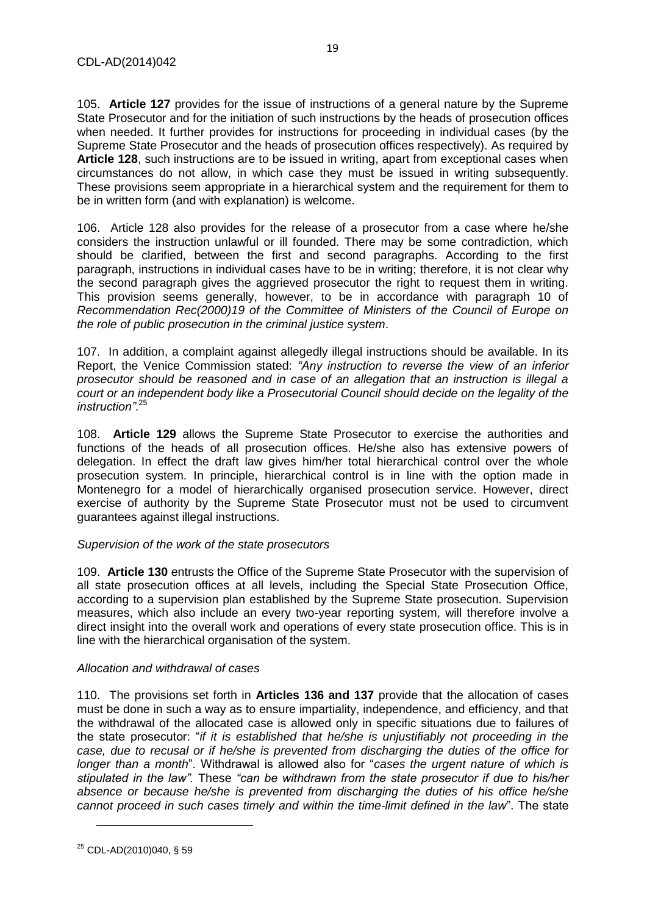105. **Article 127** provides for the issue of instructions of a general nature by the Supreme State Prosecutor and for the initiation of such instructions by the heads of prosecution offices when needed. It further provides for instructions for proceeding in individual cases (by the Supreme State Prosecutor and the heads of prosecution offices respectively). As required by **Article 128**, such instructions are to be issued in writing, apart from exceptional cases when circumstances do not allow, in which case they must be issued in writing subsequently. These provisions seem appropriate in a hierarchical system and the requirement for them to be in written form (and with explanation) is welcome.

106. Article 128 also provides for the release of a prosecutor from a case where he/she considers the instruction unlawful or ill founded. There may be some contradiction, which should be clarified, between the first and second paragraphs. According to the first paragraph, instructions in individual cases have to be in writing; therefore, it is not clear why the second paragraph gives the aggrieved prosecutor the right to request them in writing. This provision seems generally, however, to be in accordance with paragraph 10 of *Recommendation Rec(2000)19 of the Committee of Ministers of the Council of Europe on the role of public prosecution in the criminal justice system*.

107. In addition, a complaint against allegedly illegal instructions should be available. In its Report, the Venice Commission stated: *"Any instruction to reverse the view of an inferior prosecutor should be reasoned and in case of an allegation that an instruction is illegal a court or an independent body like a Prosecutorial Council should decide on the legality of the instruction"*.[25]

108. **Article 129** allows the Supreme State Prosecutor to exercise the authorities and functions of the heads of all prosecution offices. He/she also has extensive powers of delegation. In effect the draft law gives him/her total hierarchical control over the whole prosecution system. In principle, hierarchical control is in line with the option made in Montenegro for a model of hierarchically organised prosecution service. However, direct exercise of authority by the Supreme State Prosecutor must not be used to circumvent guarantees against illegal instructions.

*Supervision of the work of the state prosecutors*

109. **Article 130** entrusts the Office of the Supreme State Prosecutor with the supervision of all state prosecution offices at all levels, including the Special State Prosecution Office, according to a supervision plan established by the Supreme State prosecution. Supervision measures, which also include an every two-year reporting system, will therefore involve a direct insight into the overall work and operations of every state prosecution office. This is in line with the hierarchical organisation of the system.

*Allocation and withdrawal of cases*

110. The provisions set forth in **Articles 136 and 137** provide that the allocation of cases must be done in such a way as to ensure impartiality, independence, and efficiency, and that the withdrawal of the allocated case is allowed only in specific situations due to failures of the state prosecutor: "*if it is established that he/she is unjustifiably not proceeding in the case, due to recusal or if he/she is prevented from discharging the duties of the office for longer than a month*". Withdrawal is allowed also for "*cases the urgent nature of which is stipulated in the law"*. These *"can be withdrawn from the state prosecutor if due to his/her absence or because he/she is prevented from discharging the duties of his office he/she cannot proceed in such cases timely and within the time-limit defined in the law*". The state

[25] CDL-AD(2010)040, § 59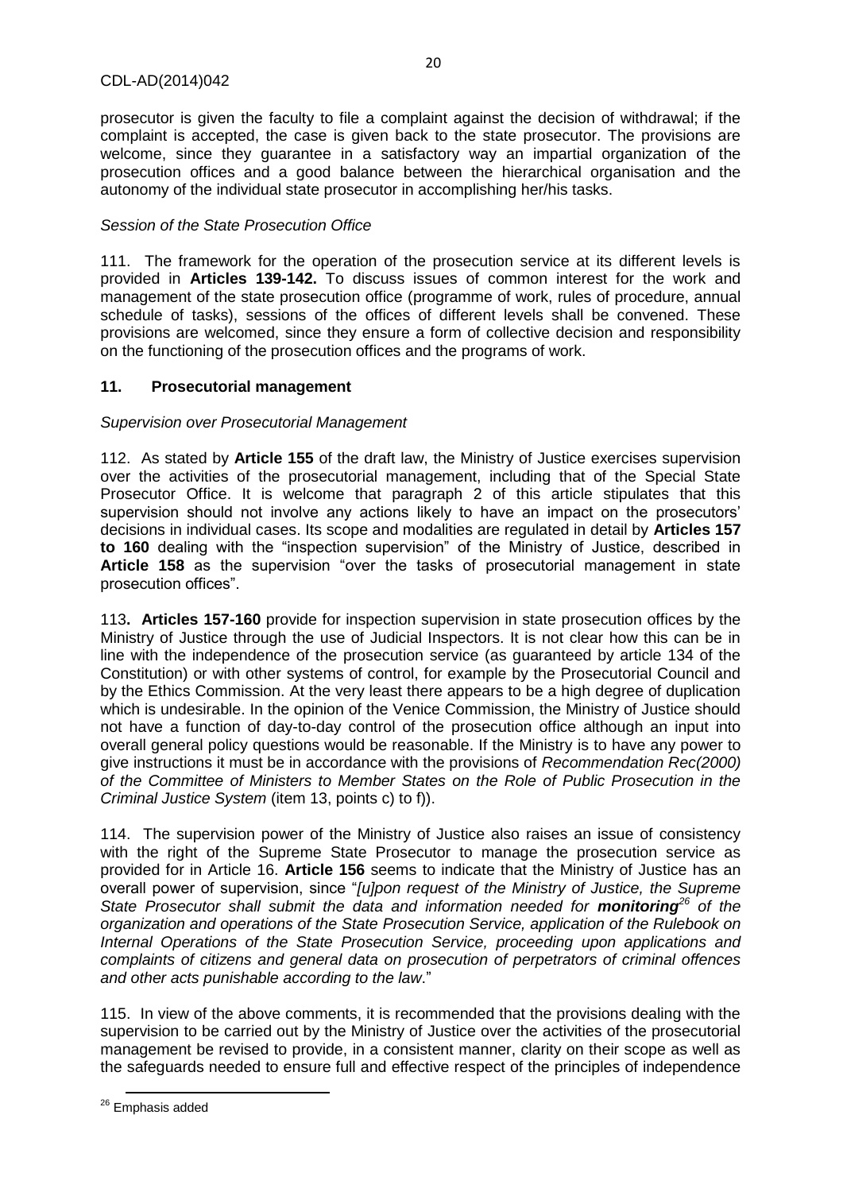prosecutor is given the faculty to file a complaint against the decision of withdrawal; if the complaint is accepted, the case is given back to the state prosecutor. The provisions are welcome, since they guarantee in a satisfactory way an impartial organization of the prosecution offices and a good balance between the hierarchical organisation and the autonomy of the individual state prosecutor in accomplishing her/his tasks.

*Session of the State Prosecution Office*

111. The framework for the operation of the prosecution service at its different levels is provided in **Articles 139-142.** To discuss issues of common interest for the work and management of the state prosecution office (programme of work, rules of procedure, annual schedule of tasks), sessions of the offices of different levels shall be convened. These provisions are welcomed, since they ensure a form of collective decision and responsibility on the functioning of the prosecution offices and the programs of work.

## 11. Prosecutorial management

*Supervision over Prosecutorial Management*

112. As stated by **Article 155** of the draft law, the Ministry of Justice exercises supervision over the activities of the prosecutorial management, including that of the Special State Prosecutor Office. It is welcome that paragraph 2 of this article stipulates that this supervision should not involve any actions likely to have an impact on the prosecutors' decisions in individual cases. Its scope and modalities are regulated in detail by **Articles 157 to 160** dealing with the "inspection supervision" of the Ministry of Justice, described in **Article 158** as the supervision "over the tasks of prosecutorial management in state prosecution offices".

113**. Articles 157-160** provide for inspection supervision in state prosecution offices by the Ministry of Justice through the use of Judicial Inspectors. It is not clear how this can be in line with the independence of the prosecution service (as guaranteed by article 134 of the Constitution) or with other systems of control, for example by the Prosecutorial Council and by the Ethics Commission. At the very least there appears to be a high degree of duplication which is undesirable. In the opinion of the Venice Commission, the Ministry of Justice should not have a function of day-to-day control of the prosecution office although an input into overall general policy questions would be reasonable. If the Ministry is to have any power to give instructions it must be in accordance with the provisions of *Recommendation Rec(2000) of the Committee of Ministers to Member States on the Role of Public Prosecution in the Criminal Justice System* (item 13, points c) to f)).

114. The supervision power of the Ministry of Justice also raises an issue of consistency with the right of the Supreme State Prosecutor to manage the prosecution service as provided for in Article 16. **Article 156** seems to indicate that the Ministry of Justice has an overall power of supervision, since "*[u]pon request of the Ministry of Justice, the Supreme State Prosecutor shall submit the data and information needed for **monitoring**[26] of the organization and operations of the State Prosecution Service, application of the Rulebook on Internal Operations of the State Prosecution Service, proceeding upon applications and complaints of citizens and general data on prosecution of perpetrators of criminal offences and other acts punishable according to the law*."

115. In view of the above comments, it is recommended that the provisions dealing with the supervision to be carried out by the Ministry of Justice over the activities of the prosecutorial management be revised to provide, in a consistent manner, clarity on their scope as well as the safeguards needed to ensure full and effective respect of the principles of independence

[26] Emphasis added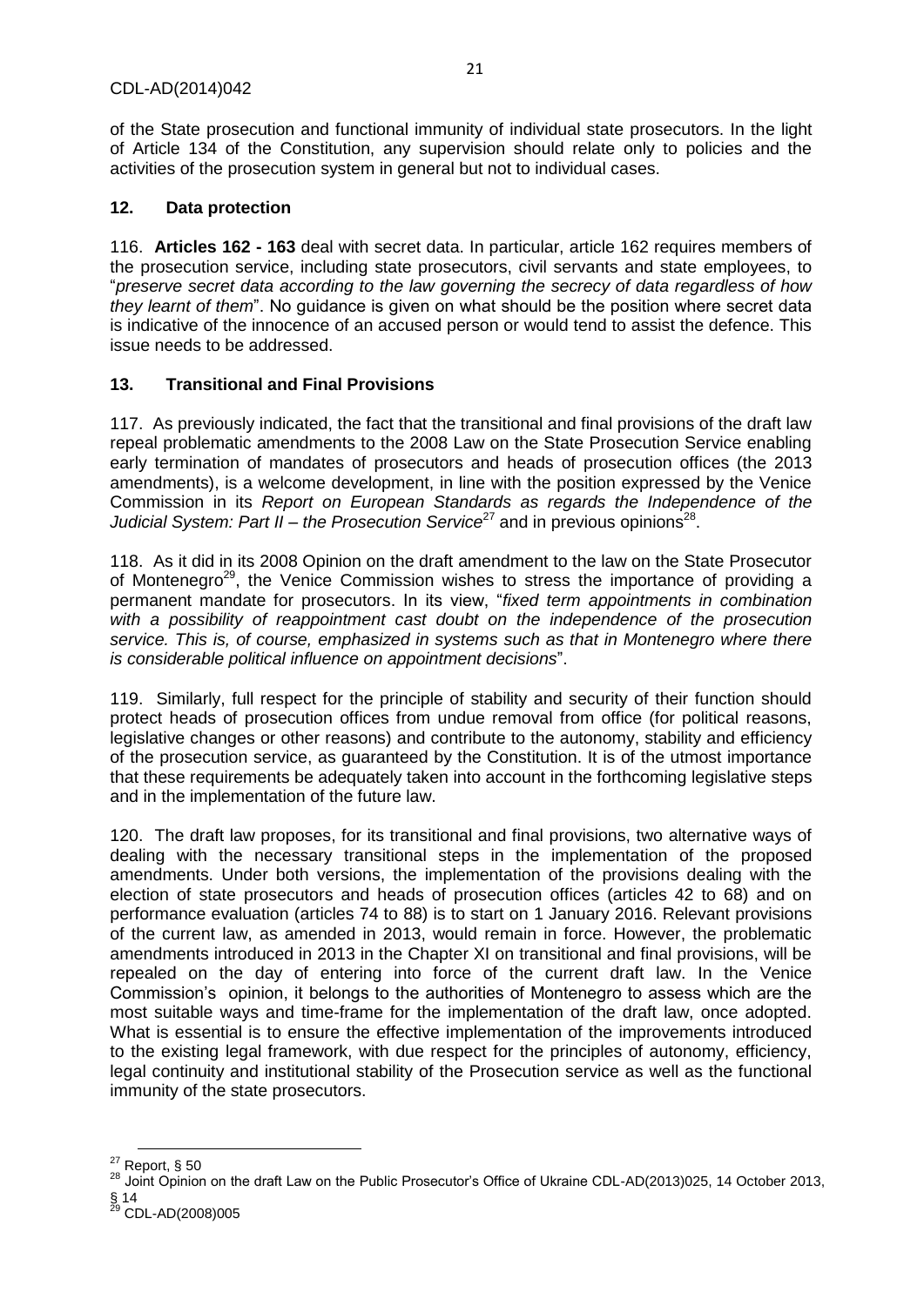of the State prosecution and functional immunity of individual state prosecutors. In the light of Article 134 of the Constitution, any supervision should relate only to policies and the activities of the prosecution system in general but not to individual cases.

## 12. Data protection

116. **Articles 162 - 163** deal with secret data. In particular, article 162 requires members of the prosecution service, including state prosecutors, civil servants and state employees, to "*preserve secret data according to the law governing the secrecy of data regardless of how they learnt of them*". No guidance is given on what should be the position where secret data is indicative of the innocence of an accused person or would tend to assist the defence. This issue needs to be addressed.

## 13. Transitional and Final Provisions

117. As previously indicated, the fact that the transitional and final provisions of the draft law repeal problematic amendments to the 2008 Law on the State Prosecution Service enabling early termination of mandates of prosecutors and heads of prosecution offices (the 2013 amendments), is a welcome development, in line with the position expressed by the Venice Commission in its *Report on European Standards as regards the Independence of the Judicial System: Part II – the Prosecution Service*[27] and in previous opinions[28].

118. As it did in its 2008 Opinion on the draft amendment to the law on the State Prosecutor of Montenegro[29], the Venice Commission wishes to stress the importance of providing a permanent mandate for prosecutors. In its view, "*fixed term appointments in combination with a possibility of reappointment cast doubt on the independence of the prosecution service. This is, of course, emphasized in systems such as that in Montenegro where there is considerable political influence on appointment decisions*".

119. Similarly, full respect for the principle of stability and security of their function should protect heads of prosecution offices from undue removal from office (for political reasons, legislative changes or other reasons) and contribute to the autonomy, stability and efficiency of the prosecution service, as guaranteed by the Constitution. It is of the utmost importance that these requirements be adequately taken into account in the forthcoming legislative steps and in the implementation of the future law.

120. The draft law proposes, for its transitional and final provisions, two alternative ways of dealing with the necessary transitional steps in the implementation of the proposed amendments. Under both versions, the implementation of the provisions dealing with the election of state prosecutors and heads of prosecution offices (articles 42 to 68) and on performance evaluation (articles 74 to 88) is to start on 1 January 2016. Relevant provisions of the current law, as amended in 2013, would remain in force. However, the problematic amendments introduced in 2013 in the Chapter XI on transitional and final provisions, will be repealed on the day of entering into force of the current draft law. In the Venice Commission's opinion, it belongs to the authorities of Montenegro to assess which are the most suitable ways and time-frame for the implementation of the draft law, once adopted. What is essential is to ensure the effective implementation of the improvements introduced to the existing legal framework, with due respect for the principles of autonomy, efficiency, legal continuity and institutional stability of the Prosecution service as well as the functional immunity of the state prosecutors.

---

[27] Report, § 50

[28] Joint Opinion on the draft Law on the Public Prosecutor's Office of Ukraine CDL-AD(2013)025, 14 October 2013, § 14

[29] CDL-AD(2008)005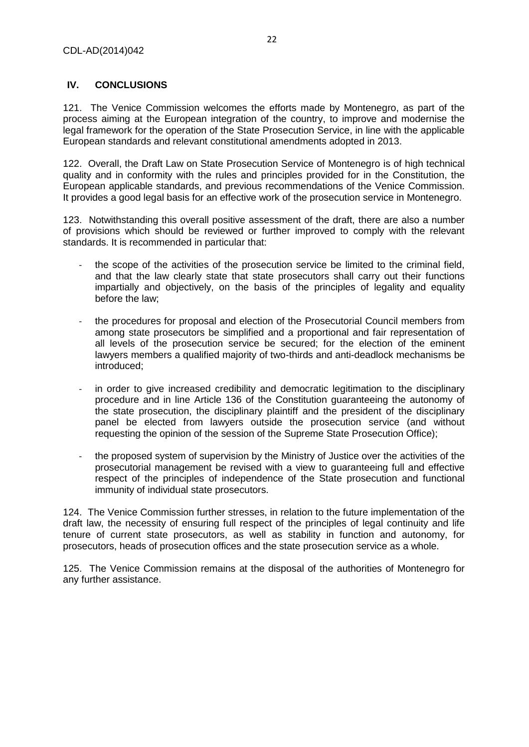## IV. CONCLUSIONS

121. The Venice Commission welcomes the efforts made by Montenegro, as part of the process aiming at the European integration of the country, to improve and modernise the legal framework for the operation of the State Prosecution Service, in line with the applicable European standards and relevant constitutional amendments adopted in 2013.

122. Overall, the Draft Law on State Prosecution Service of Montenegro is of high technical quality and in conformity with the rules and principles provided for in the Constitution, the European applicable standards, and previous recommendations of the Venice Commission. It provides a good legal basis for an effective work of the prosecution service in Montenegro.

123. Notwithstanding this overall positive assessment of the draft, there are also a number of provisions which should be reviewed or further improved to comply with the relevant standards. It is recommended in particular that:

- the scope of the activities of the prosecution service be limited to the criminal field, and that the law clearly state that state prosecutors shall carry out their functions impartially and objectively, on the basis of the principles of legality and equality before the law;

- the procedures for proposal and election of the Prosecutorial Council members from among state prosecutors be simplified and a proportional and fair representation of all levels of the prosecution service be secured; for the election of the eminent lawyers members a qualified majority of two-thirds and anti-deadlock mechanisms be introduced;

- in order to give increased credibility and democratic legitimation to the disciplinary procedure and in line Article 136 of the Constitution guaranteeing the autonomy of the state prosecution, the disciplinary plaintiff and the president of the disciplinary panel be elected from lawyers outside the prosecution service (and without requesting the opinion of the session of the Supreme State Prosecution Office);

- the proposed system of supervision by the Ministry of Justice over the activities of the prosecutorial management be revised with a view to guaranteeing full and effective respect of the principles of independence of the State prosecution and functional immunity of individual state prosecutors.

124. The Venice Commission further stresses, in relation to the future implementation of the draft law, the necessity of ensuring full respect of the principles of legal continuity and life tenure of current state prosecutors, as well as stability in function and autonomy, for prosecutors, heads of prosecution offices and the state prosecution service as a whole.

125. The Venice Commission remains at the disposal of the authorities of Montenegro for any further assistance.